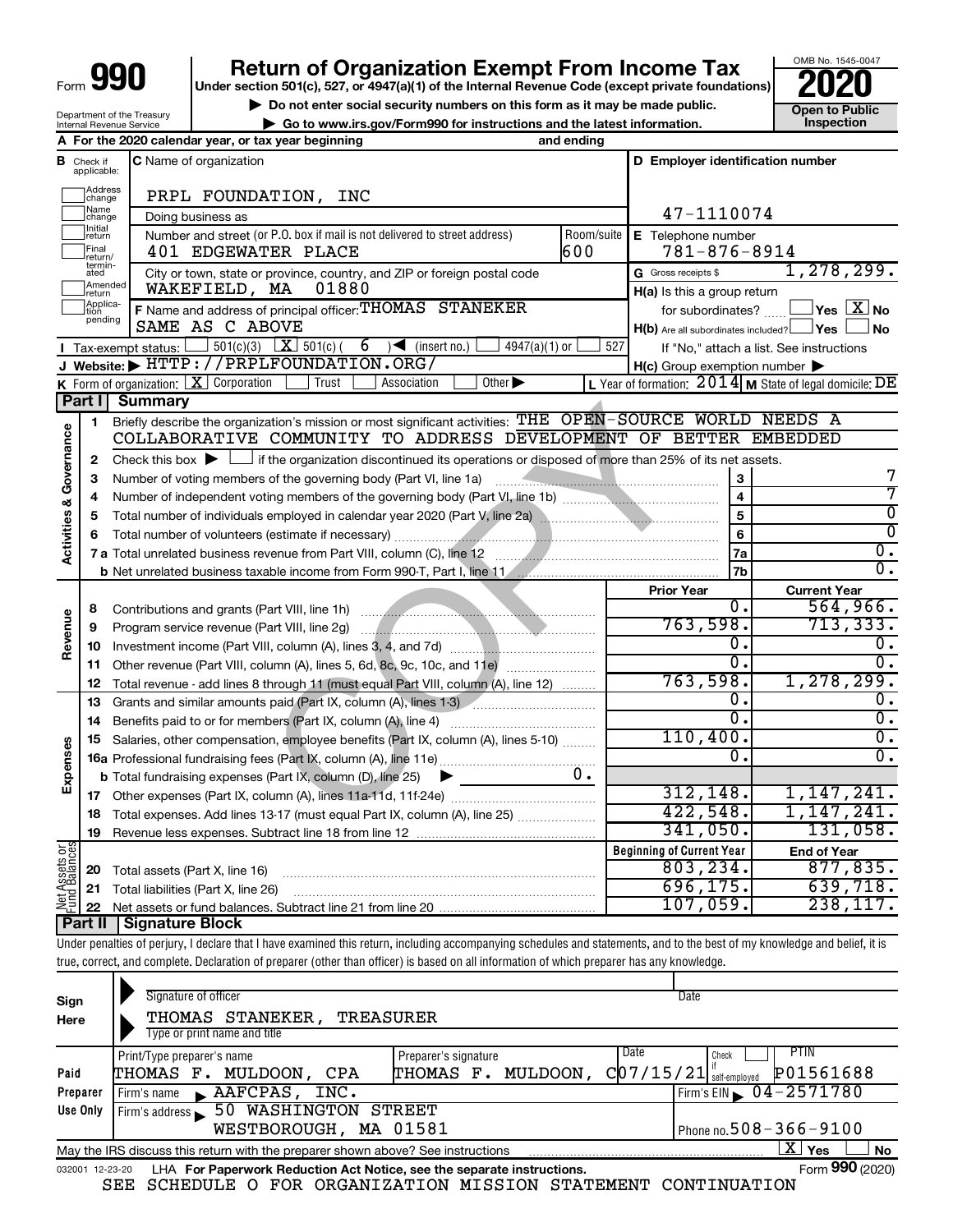# Form 990 — Return of Organization Exempt From Income Tax — 2020

Under section 501(c), 527, or 4947(a)(1) of the Internal Revenue Code (except private foundations)

▶ Do not enter social security numbers on this form as it may be made public.

▶ Go to www.irs.gov/Form990 for instructions and the latest information.

Department of the Treasury, Internal Revenue Service

OMB No. 1545-0047 — Open to Public Inspection

**A** For the 2020 calendar year, or tax year beginning and ending

**B** Check if applicable: Address change / Name change / Initial return / Final return/terminated / Amended return / Application pending

**C** Name of organization: PRPL FOUNDATION, INC

Doing business as

Number and street (or P.O. box if mail is not delivered to street address): 401 EDGEWATER PLACE — Room/suite: 600

City or town, state or province, country, and ZIP or foreign postal code: WAKEFIELD, MA 01880

**D** Employer identification number: 47-1110074

**E** Telephone number: 781-876-8914

**G** Gross receipts $ 1,278,299.

**F** Name and address of principal officer: THOMAS STANEKER, SAME AS C ABOVE

**H(a)** Is this a group return for subordinates? Yes [ ] No [X]

**H(b)** Are all subordinates included? Yes [ ] No [ ] — If "No," attach a list. See instructions

**H(c)** Group exemption number ▶

**I** Tax-exempt status: [ ] 501(c)(3) [X] 501(c) ( 6 ) ◀ (insert no.) [ ] 4947(a)(1) or [ ] 527

**J** Website: ▶ HTTP://PRPLFOUNDATION.ORG/

**K** Form of organization: [X] Corporation [ ] Trust [ ] Association [ ] Other ▶

**L** Year of formation: 2014 **M** State of legal domicile: DE

## Part I Summary

**Activities & Governance**

1. Briefly describe the organization's mission or most significant activities: THE OPEN-SOURCE WORLD NEEDS A COLLABORATIVE COMMUNITY TO ADDRESS DEVELOPMENT OF BETTER EMBEDDED
2. Check this box ▶ [ ] if the organization discontinued its operations or disposed of more than 25% of its net assets.

| | | | |
|---|---|---|---|
| 3 | Number of voting members of the governing body (Part VI, line 1a) | 3 | 7 |
| 4 | Number of independent voting members of the governing body (Part VI, line 1b) | 4 | 7 |
| 5 | Total number of individuals employed in calendar year 2020 (Part V, line 2a) | 5 | 0 |
| 6 | Total number of volunteers (estimate if necessary) | 6 | 0 |
| 7a | Total unrelated business revenue from Part VIII, column (C), line 12 | 7a | 0. |
| b | Net unrelated business taxable income from Form 990-T, Part I, line 11 | 7b | 0. |

| | | Prior Year | Current Year |
|---|---|---|---|
| **Revenue** | | | |
| 8 | Contributions and grants (Part VIII, line 1h) | 0. | 564,966. |
| 9 | Program service revenue (Part VIII, line 2g) | 763,598. | 713,333. |
| 10 | Investment income (Part VIII, column (A), lines 3, 4, and 7d) | 0. | 0. |
| 11 | Other revenue (Part VIII, column (A), lines 5, 6d, 8c, 9c, 10c, and 11e) | 0. | 0. |
| 12 | Total revenue - add lines 8 through 11 (must equal Part VIII, column (A), line 12) | 763,598. | 1,278,299. |
| **Expenses** | | | |
| 13 | Grants and similar amounts paid (Part IX, column (A), lines 1-3) | 0. | 0. |
| 14 | Benefits paid to or for members (Part IX, column (A), line 4) | 0. | 0. |
| 15 | Salaries, other compensation, employee benefits (Part IX, column (A), lines 5-10) | 110,400. | 0. |
| 16a | Professional fundraising fees (Part IX, column (A), line 11e) | 0. | 0. |
| b | Total fundraising expenses (Part IX, column (D), line 25) ▶ 0. | | |
| 17 | Other expenses (Part IX, column (A), lines 11a-11d, 11f-24e) | 312,148. | 1,147,241. |
| 18 | Total expenses. Add lines 13-17 (must equal Part IX, column (A), line 25) | 422,548. | 1,147,241. |
| 19 | Revenue less expenses. Subtract line 18 from line 12 | 341,050. | 131,058. |

| | | Beginning of Current Year | End of Year |
|---|---|---|---|
| **Net Assets or Fund Balances** | | | |
| 20 | Total assets (Part X, line 16) | 803,234. | 877,835. |
| 21 | Total liabilities (Part X, line 26) | 696,175. | 639,718. |
| 22 | Net assets or fund balances. Subtract line 21 from line 20 | 107,059. | 238,117. |

## Part II Signature Block

Under penalties of perjury, I declare that I have examined this return, including accompanying schedules and statements, and to the best of my knowledge and belief, it is true, correct, and complete. Declaration of preparer (other than officer) is based on all information of which preparer has any knowledge.

**Sign Here**

Signature of officer — Date

THOMAS STANEKER, TREASURER
Type or print name and title

**Paid Preparer Use Only**

| Print/Type preparer's name | Preparer's signature | Date | Check if self-employed | PTIN |
|---|---|---|---|---|
| THOMAS F. MULDOON, CPA | THOMAS F. MULDOON, CPA | 07/15/21 | | P01561688 |

Firm's name ▶ AAFCPAS, INC. — Firm's EIN ▶ 04-2571780

Firm's address ▶ 50 WASHINGTON STREET, WESTBOROUGH, MA 01581 — Phone no. 508-366-9100

May the IRS discuss this return with the preparer shown above? See instructions [X] Yes [ ] No

032001 12-23-20 LHA For Paperwork Reduction Act Notice, see the separate instructions. Form **990** (2020)

SEE SCHEDULE O FOR ORGANIZATION MISSION STATEMENT CONTINUATION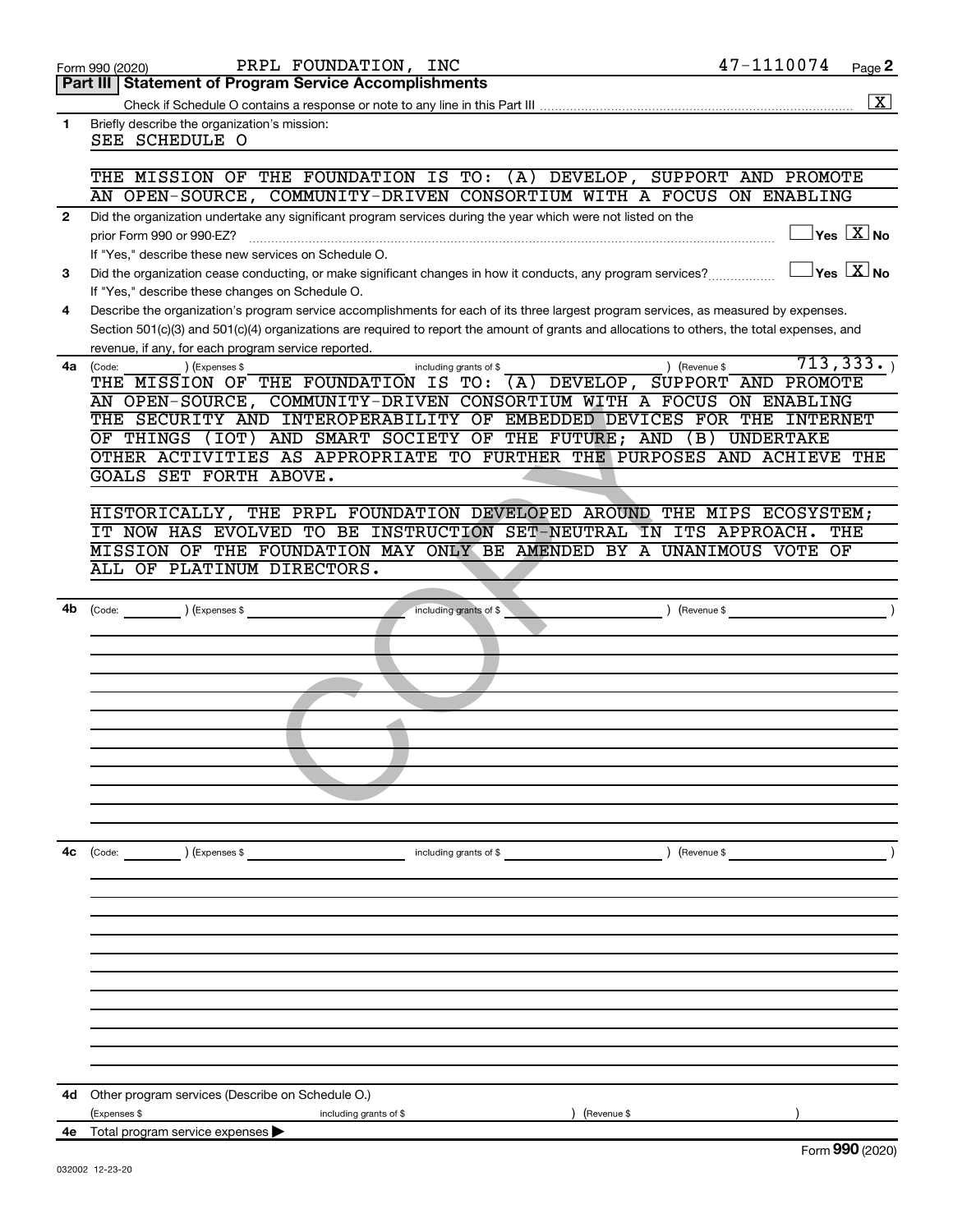Form 990 (2020) PRPL FOUNDATION, INC 47-1110074 Page **2**

## Part III | Statement of Program Service Accomplishments

Check if Schedule O contains a response or note to any line in this Part III .......... [X]

**1** Briefly describe the organization's mission:

SEE SCHEDULE O

THE MISSION OF THE FOUNDATION IS TO: (A) DEVELOP, SUPPORT AND PROMOTE AN OPEN-SOURCE, COMMUNITY-DRIVEN CONSORTIUM WITH A FOCUS ON ENABLING

**2** Did the organization undertake any significant program services during the year which were not listed on the prior Form 990 or 990-EZ? .......... [ ] Yes [X] No

If "Yes," describe these new services on Schedule O.

**3** Did the organization cease conducting, or make significant changes in how it conducts, any program services? .......... [ ] Yes [X] No

If "Yes," describe these changes on Schedule O.

**4** Describe the organization's program service accomplishments for each of its three largest program services, as measured by expenses. Section 501(c)(3) and 501(c)(4) organizations are required to report the amount of grants and allocations to others, the total expenses, and revenue, if any, for each program service reported.

**4a** (Code: ) (Expenses $ including grants of $ ) (Revenue $ 713,333. )

THE MISSION OF THE FOUNDATION IS TO: (A) DEVELOP, SUPPORT AND PROMOTE AN OPEN-SOURCE, COMMUNITY-DRIVEN CONSORTIUM WITH A FOCUS ON ENABLING THE SECURITY AND INTEROPERABILITY OF EMBEDDED DEVICES FOR THE INTERNET OF THINGS (IOT) AND SMART SOCIETY OF THE FUTURE; AND (B) UNDERTAKE OTHER ACTIVITIES AS APPROPRIATE TO FURTHER THE PURPOSES AND ACHIEVE THE GOALS SET FORTH ABOVE.

HISTORICALLY, THE PRPL FOUNDATION DEVELOPED AROUND THE MIPS ECOSYSTEM; IT NOW HAS EVOLVED TO BE INSTRUCTION SET-NEUTRAL IN ITS APPROACH. THE MISSION OF THE FOUNDATION MAY ONLY BE AMENDED BY A UNANIMOUS VOTE OF ALL OF PLATINUM DIRECTORS.

**4b** (Code: ) (Expenses $ including grants of $ ) (Revenue $ )

**4c** (Code: ) (Expenses $ including grants of $ ) (Revenue $ )

**4d** Other program services (Describe on Schedule O.)

(Expenses $ including grants of $ ) (Revenue $ )

**4e** Total program service expenses ▶

Form **990** (2020)

032002 12-23-20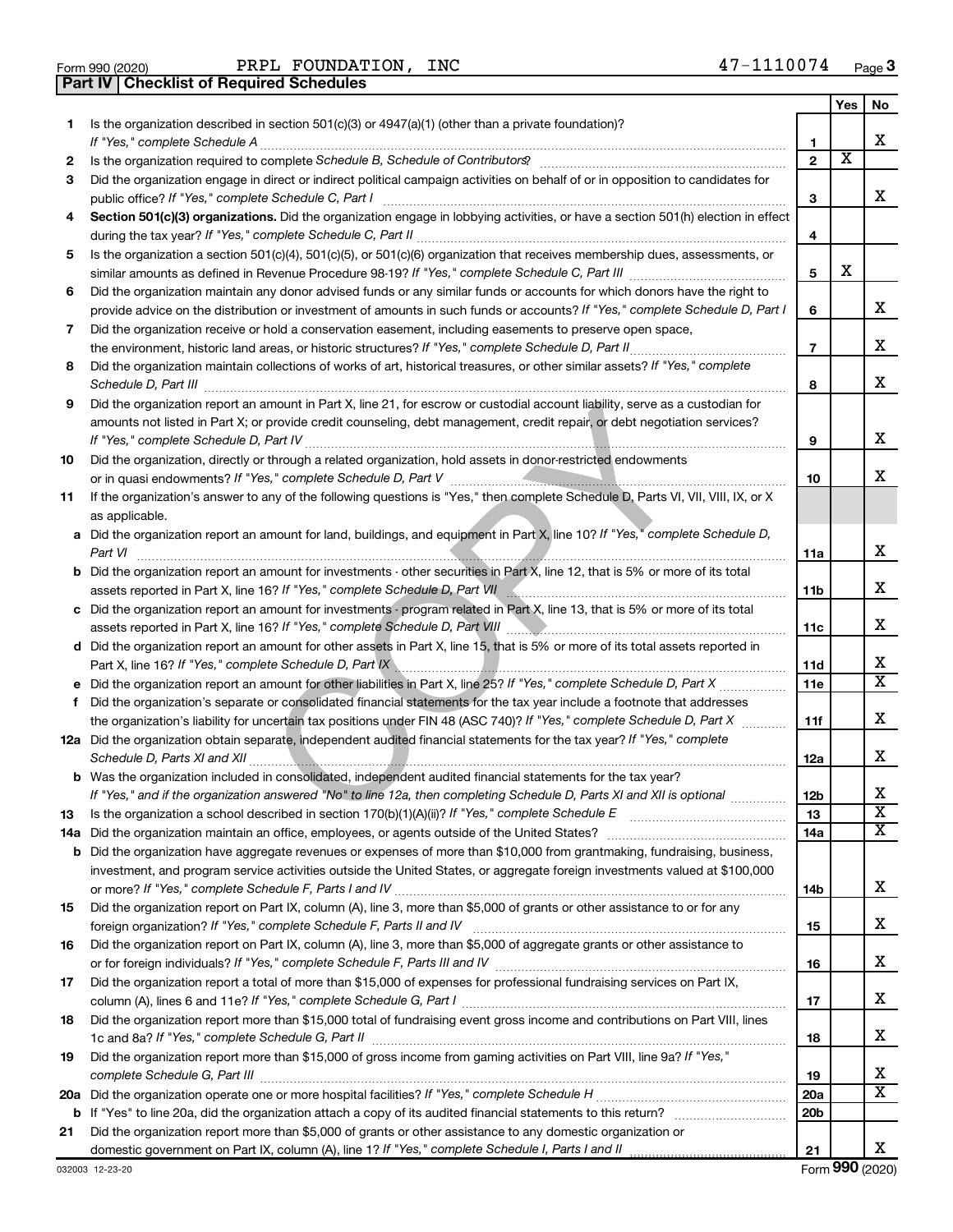Form 990 (2020) PRPL FOUNDATION, INC 47-1110074

## Part IV | Checklist of Required Schedules

| | | | Yes | No |
|---|---|---|---|---|
| 1 | Is the organization described in section 501(c)(3) or 4947(a)(1) (other than a private foundation)? *If "Yes," complete Schedule A* | 1 | | X |
| 2 | Is the organization required to complete *Schedule B, Schedule of Contributors* ? | 2 | X | |
| 3 | Did the organization engage in direct or indirect political campaign activities on behalf of or in opposition to candidates for public office? *If "Yes," complete Schedule C, Part I* | 3 | | X |
| 4 | **Section 501(c)(3) organizations.** Did the organization engage in lobbying activities, or have a section 501(h) election in effect during the tax year? *If "Yes," complete Schedule C, Part II* | 4 | | |
| 5 | Is the organization a section 501(c)(4), 501(c)(5), or 501(c)(6) organization that receives membership dues, assessments, or similar amounts as defined in Revenue Procedure 98-19? *If "Yes," complete Schedule C, Part III* | 5 | X | |
| 6 | Did the organization maintain any donor advised funds or any similar funds or accounts for which donors have the right to provide advice on the distribution or investment of amounts in such funds or accounts? *If "Yes," complete Schedule D, Part I* | 6 | | X |
| 7 | Did the organization receive or hold a conservation easement, including easements to preserve open space, the environment, historic land areas, or historic structures? *If "Yes," complete Schedule D, Part II* | 7 | | X |
| 8 | Did the organization maintain collections of works of art, historical treasures, or other similar assets? *If "Yes," complete Schedule D, Part III* | 8 | | X |
| 9 | Did the organization report an amount in Part X, line 21, for escrow or custodial account liability, serve as a custodian for amounts not listed in Part X; or provide credit counseling, debt management, credit repair, or debt negotiation services? *If "Yes," complete Schedule D, Part IV* | 9 | | X |
| 10 | Did the organization, directly or through a related organization, hold assets in donor-restricted endowments or in quasi endowments? *If "Yes," complete Schedule D, Part V* | 10 | | X |
| 11 | If the organization's answer to any of the following questions is "Yes," then complete Schedule D, Parts VI, VII, VIII, IX, or X as applicable. | | | |
| a | Did the organization report an amount for land, buildings, and equipment in Part X, line 10? *If "Yes," complete Schedule D, Part VI* | 11a | | X |
| b | Did the organization report an amount for investments - other securities in Part X, line 12, that is 5% or more of its total assets reported in Part X, line 16? *If "Yes," complete Schedule D, Part VII* | 11b | | X |
| c | Did the organization report an amount for investments - program related in Part X, line 13, that is 5% or more of its total assets reported in Part X, line 16? *If "Yes," complete Schedule D, Part VIII* | 11c | | X |
| d | Did the organization report an amount for other assets in Part X, line 15, that is 5% or more of its total assets reported in Part X, line 16? *If "Yes," complete Schedule D, Part IX* | 11d | | X |
| e | Did the organization report an amount for other liabilities in Part X, line 25? *If "Yes," complete Schedule D, Part X* | 11e | | X |
| f | Did the organization's separate or consolidated financial statements for the tax year include a footnote that addresses the organization's liability for uncertain tax positions under FIN 48 (ASC 740)? *If "Yes," complete Schedule D, Part X* | 11f | | X |
| 12a | Did the organization obtain separate, independent audited financial statements for the tax year? *If "Yes," complete Schedule D, Parts XI and XII* | 12a | | X |
| b | Was the organization included in consolidated, independent audited financial statements for the tax year? *If "Yes," and if the organization answered "No" to line 12a, then completing Schedule D, Parts XI and XII is optional* | 12b | | X |
| 13 | Is the organization a school described in section 170(b)(1)(A)(ii)? *If "Yes," complete Schedule E* | 13 | | X |
| 14a | Did the organization maintain an office, employees, or agents outside of the United States? | 14a | | X |
| b | Did the organization have aggregate revenues or expenses of more than $10,000 from grantmaking, fundraising, business, investment, and program service activities outside the United States, or aggregate foreign investments valued at $100,000 or more? *If "Yes," complete Schedule F, Parts I and IV* | 14b | | X |
| 15 | Did the organization report on Part IX, column (A), line 3, more than $5,000 of grants or other assistance to or for any foreign organization? *If "Yes," complete Schedule F, Parts II and IV* | 15 | | X |
| 16 | Did the organization report on Part IX, column (A), line 3, more than $5,000 of aggregate grants or other assistance to or for foreign individuals? *If "Yes," complete Schedule F, Parts III and IV* | 16 | | X |
| 17 | Did the organization report a total of more than $15,000 of expenses for professional fundraising services on Part IX, column (A), lines 6 and 11e? *If "Yes," complete Schedule G, Part I* | 17 | | X |
| 18 | Did the organization report more than $15,000 total of fundraising event gross income and contributions on Part VIII, lines 1c and 8a? *If "Yes," complete Schedule G, Part II* | 18 | | X |
| 19 | Did the organization report more than $15,000 of gross income from gaming activities on Part VIII, line 9a? *If "Yes," complete Schedule G, Part III* | 19 | | X |
| 20a | Did the organization operate one or more hospital facilities? *If "Yes," complete Schedule H* | 20a | | X |
| b | If "Yes" to line 20a, did the organization attach a copy of its audited financial statements to this return? | 20b | | |
| 21 | Did the organization report more than $5,000 of grants or other assistance to any domestic organization or domestic government on Part IX, column (A), line 1? *If "Yes," complete Schedule I, Parts I and II* | 21 | | X |

032003 12-23-20 Form 990 (2020)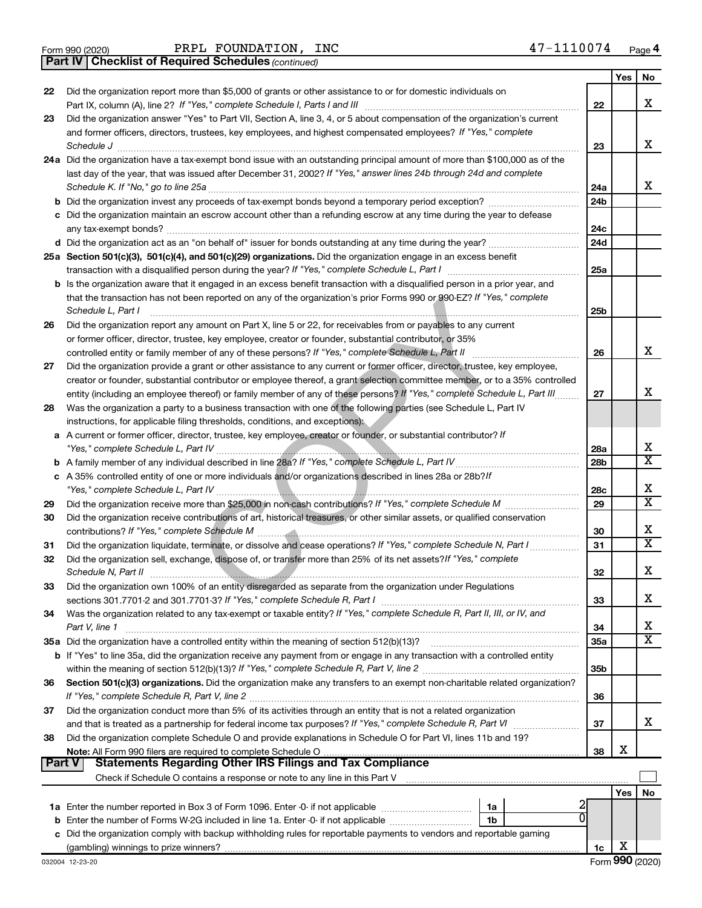Form 990 (2020) PRPL FOUNDATION, INC 47-1110074

## Part IV | Checklist of Required Schedules *(continued)*

| | | | Yes | No |
|---|---|---|---|---|
| 22 | Did the organization report more than $5,000 of grants or other assistance to or for domestic individuals on Part IX, column (A), line 2? *If "Yes," complete Schedule I, Parts I and III* | 22 | | X |
| 23 | Did the organization answer "Yes" to Part VII, Section A, line 3, 4, or 5 about compensation of the organization's current and former officers, directors, trustees, key employees, and highest compensated employees? *If "Yes," complete Schedule J* | 23 | | X |
| 24a | Did the organization have a tax-exempt bond issue with an outstanding principal amount of more than $100,000 as of the last day of the year, that was issued after December 31, 2002? *If "Yes," answer lines 24b through 24d and complete Schedule K. If "No," go to line 25a* | 24a | | X |
| b | Did the organization invest any proceeds of tax-exempt bonds beyond a temporary period exception? | 24b | | |
| c | Did the organization maintain an escrow account other than a refunding escrow at any time during the year to defease any tax-exempt bonds? | 24c | | |
| d | Did the organization act as an "on behalf of" issuer for bonds outstanding at any time during the year? | 24d | | |
| 25a | **Section 501(c)(3), 501(c)(4), and 501(c)(29) organizations.** Did the organization engage in an excess benefit transaction with a disqualified person during the year? *If "Yes," complete Schedule L, Part I* | 25a | | |
| b | Is the organization aware that it engaged in an excess benefit transaction with a disqualified person in a prior year, and that the transaction has not been reported on any of the organization's prior Forms 990 or 990-EZ? *If "Yes," complete Schedule L, Part I* | 25b | | |
| 26 | Did the organization report any amount on Part X, line 5 or 22, for receivables from or payables to any current or former officer, director, trustee, key employee, creator or founder, substantial contributor, or 35% controlled entity or family member of any of these persons? *If "Yes," complete Schedule L, Part II* | 26 | | X |
| 27 | Did the organization provide a grant or other assistance to any current or former officer, director, trustee, key employee, creator or founder, substantial contributor or employee thereof, a grant selection committee member, or to a 35% controlled entity (including an employee thereof) or family member of any of these persons? *If "Yes," complete Schedule L, Part III* | 27 | | X |
| 28 | Was the organization a party to a business transaction with one of the following parties (see Schedule L, Part IV instructions, for applicable filing thresholds, conditions, and exceptions): | | | |
| a | A current or former officer, director, trustee, key employee, creator or founder, or substantial contributor? *If "Yes," complete Schedule L, Part IV* | 28a | | X |
| b | A family member of any individual described in line 28a? *If "Yes," complete Schedule L, Part IV* | 28b | | X |
| c | A 35% controlled entity of one or more individuals and/or organizations described in lines 28a or 28b? *If "Yes," complete Schedule L, Part IV* | 28c | | X |
| 29 | Did the organization receive more than $25,000 in non-cash contributions? *If "Yes," complete Schedule M* | 29 | | X |
| 30 | Did the organization receive contributions of art, historical treasures, or other similar assets, or qualified conservation contributions? *If "Yes," complete Schedule M* | 30 | | X |
| 31 | Did the organization liquidate, terminate, or dissolve and cease operations? *If "Yes," complete Schedule N, Part I* | 31 | | X |
| 32 | Did the organization sell, exchange, dispose of, or transfer more than 25% of its net assets? *If "Yes," complete Schedule N, Part II* | 32 | | X |
| 33 | Did the organization own 100% of an entity disregarded as separate from the organization under Regulations sections 301.7701-2 and 301.7701-3? *If "Yes," complete Schedule R, Part I* | 33 | | X |
| 34 | Was the organization related to any tax-exempt or taxable entity? *If "Yes," complete Schedule R, Part II, III, or IV, and Part V, line 1* | 34 | | X |
| 35a | Did the organization have a controlled entity within the meaning of section 512(b)(13)? | 35a | | X |
| b | If "Yes" to line 35a, did the organization receive any payment from or engage in any transaction with a controlled entity within the meaning of section 512(b)(13)? *If "Yes," complete Schedule R, Part V, line 2* | 35b | | |
| 36 | **Section 501(c)(3) organizations.** Did the organization make any transfers to an exempt non-charitable related organization? *If "Yes," complete Schedule R, Part V, line 2* | 36 | | |
| 37 | Did the organization conduct more than 5% of its activities through an entity that is not a related organization and that is treated as a partnership for federal income tax purposes? *If "Yes," complete Schedule R, Part VI* | 37 | | X |
| 38 | Did the organization complete Schedule O and provide explanations in Schedule O for Part VI, lines 11b and 19? **Note:** All Form 990 filers are required to complete Schedule O | 38 | X | |

## Part V | Statements Regarding Other IRS Filings and Tax Compliance

Check if Schedule O contains a response or note to any line in this Part V ☐

| | | | | | Yes | No |
|---|---|---|---|---|---|---|
| 1a | Enter the number reported in Box 3 of Form 1096. Enter -0- if not applicable | 1a | 2 | | | |
| b | Enter the number of Forms W-2G included in line 1a. Enter -0- if not applicable | 1b | 0 | | | |
| c | Did the organization comply with backup withholding rules for reportable payments to vendors and reportable gaming (gambling) winnings to prize winners? | | | 1c | X | |

032004 12-23-20 Form **990** (2020)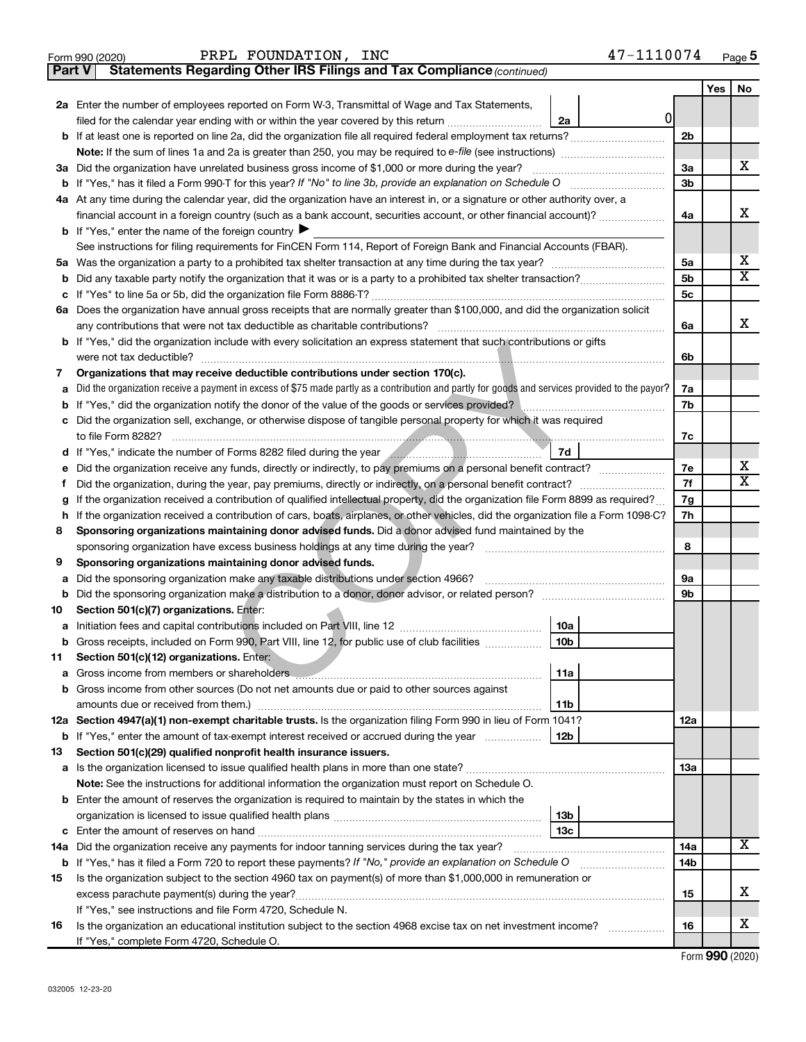Form 990 (2020) PRPL FOUNDATION, INC 47-1110074 Page 5

**Part V Statements Regarding Other IRS Filings and Tax Compliance** *(continued)*

| | | | | Yes | No |
|---|---|---|---|---|---|
| **2a** | Enter the number of employees reported on Form W-3, Transmittal of Wage and Tax Statements, filed for the calendar year ending with or within the year covered by this return | 2a | 0 | | |
| **b** | If at least one is reported on line 2a, did the organization file all required federal employment tax returns? | | 2b | | |
| | **Note:** If the sum of lines 1a and 2a is greater than 250, you may be required to *e-file* (see instructions) | | | | |
| **3a** | Did the organization have unrelated business gross income of $1,000 or more during the year? | | 3a | | X |
| **b** | If "Yes," has it filed a Form 990-T for this year? *If "No" to line 3b, provide an explanation on Schedule O* | | 3b | | |
| **4a** | At any time during the calendar year, did the organization have an interest in, or a signature or other authority over, a financial account in a foreign country (such as a bank account, securities account, or other financial account)? | | 4a | | X |
| **b** | If "Yes," enter the name of the foreign country ▶ | | | | |
| | See instructions for filing requirements for FinCEN Form 114, Report of Foreign Bank and Financial Accounts (FBAR). | | | | |
| **5a** | Was the organization a party to a prohibited tax shelter transaction at any time during the tax year? | | 5a | | X |
| **b** | Did any taxable party notify the organization that it was or is a party to a prohibited tax shelter transaction? | | 5b | | X |
| **c** | If "Yes" to line 5a or 5b, did the organization file Form 8886-T? | | 5c | | |
| **6a** | Does the organization have annual gross receipts that are normally greater than $100,000, and did the organization solicit any contributions that were not tax deductible as charitable contributions? | | 6a | | X |
| **b** | If "Yes," did the organization include with every solicitation an express statement that such contributions or gifts were not tax deductible? | | 6b | | |
| **7** | **Organizations that may receive deductible contributions under section 170(c).** | | | | |
| **a** | Did the organization receive a payment in excess of $75 made partly as a contribution and partly for goods and services provided to the payor? | | 7a | | |
| **b** | If "Yes," did the organization notify the donor of the value of the goods or services provided? | | 7b | | |
| **c** | Did the organization sell, exchange, or otherwise dispose of tangible personal property for which it was required to file Form 8282? | | 7c | | |
| **d** | If "Yes," indicate the number of Forms 8282 filed during the year | 7d | | | |
| **e** | Did the organization receive any funds, directly or indirectly, to pay premiums on a personal benefit contract? | | 7e | | X |
| **f** | Did the organization, during the year, pay premiums, directly or indirectly, on a personal benefit contract? | | 7f | | X |
| **g** | If the organization received a contribution of qualified intellectual property, did the organization file Form 8899 as required? | | 7g | | |
| **h** | If the organization received a contribution of cars, boats, airplanes, or other vehicles, did the organization file a Form 1098-C? | | 7h | | |
| **8** | **Sponsoring organizations maintaining donor advised funds.** Did a donor advised fund maintained by the sponsoring organization have excess business holdings at any time during the year? | | 8 | | |
| **9** | **Sponsoring organizations maintaining donor advised funds.** | | | | |
| **a** | Did the sponsoring organization make any taxable distributions under section 4966? | | 9a | | |
| **b** | Did the sponsoring organization make a distribution to a donor, donor advisor, or related person? | | 9b | | |
| **10** | **Section 501(c)(7) organizations.** Enter: | | | | |
| **a** | Initiation fees and capital contributions included on Part VIII, line 12 | 10a | | | |
| **b** | Gross receipts, included on Form 990, Part VIII, line 12, for public use of club facilities | 10b | | | |
| **11** | **Section 501(c)(12) organizations.** Enter: | | | | |
| **a** | Gross income from members or shareholders | 11a | | | |
| **b** | Gross income from other sources (Do not net amounts due or paid to other sources against amounts due or received from them.) | 11b | | | |
| **12a** | **Section 4947(a)(1) non-exempt charitable trusts.** Is the organization filing Form 990 in lieu of Form 1041? | | 12a | | |
| **b** | If "Yes," enter the amount of tax-exempt interest received or accrued during the year | 12b | | | |
| **13** | **Section 501(c)(29) qualified nonprofit health insurance issuers.** | | | | |
| **a** | Is the organization licensed to issue qualified health plans in more than one state? | | 13a | | |
| | **Note:** See the instructions for additional information the organization must report on Schedule O. | | | | |
| **b** | Enter the amount of reserves the organization is required to maintain by the states in which the organization is licensed to issue qualified health plans | 13b | | | |
| **c** | Enter the amount of reserves on hand | 13c | | | |
| **14a** | Did the organization receive any payments for indoor tanning services during the tax year? | | 14a | | X |
| **b** | If "Yes," has it filed a Form 720 to report these payments? *If "No," provide an explanation on Schedule O* | | 14b | | |
| **15** | Is the organization subject to the section 4960 tax on payment(s) of more than $1,000,000 in remuneration or excess parachute payment(s) during the year? | | 15 | | X |
| | If "Yes," see instructions and file Form 4720, Schedule N. | | | | |
| **16** | Is the organization an educational institution subject to the section 4968 excise tax on net investment income? | | 16 | | X |
| | If "Yes," complete Form 4720, Schedule O. | | | | |

Form **990** (2020)

032005 12-23-20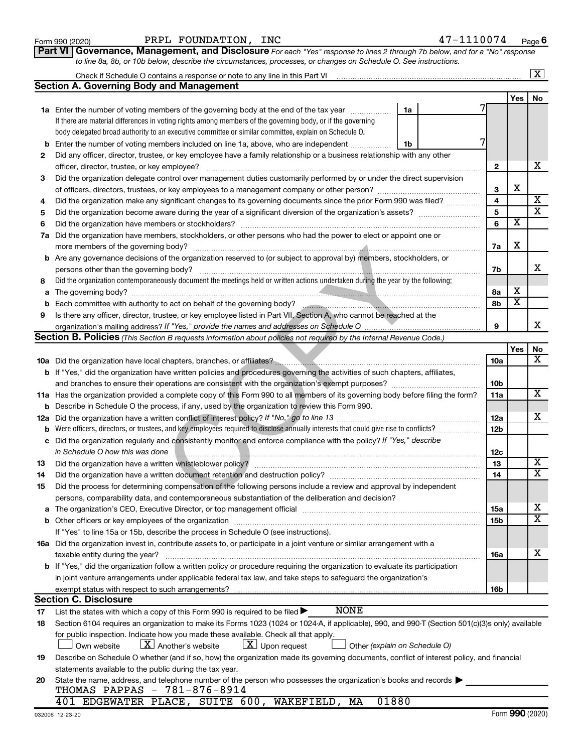Form 990 (2020) PRPL FOUNDATION, INC 47-1110074 Page 6

**Part VI** **Governance, Management, and Disclosure** *For each "Yes" response to lines 2 through 7b below, and for a "No" response to line 8a, 8b, or 10b below, describe the circumstances, processes, or changes on Schedule O. See instructions.*

Check if Schedule O contains a response or note to any line in this Part VI ..... [X]

## Section A. Governing Body and Management

| | | | | Yes | No |
|---|---|---|---|---|---|
| **1a** | Enter the number of voting members of the governing body at the end of the tax year ..... **1a** 7<br>If there are material differences in voting rights among members of the governing body, or if the governing body delegated broad authority to an executive committee or similar committee, explain on Schedule O. | | | | |
| **b** | Enter the number of voting members included on line 1a, above, who are independent ..... **1b** 7 | | | | |
| **2** | Did any officer, director, trustee, or key employee have a family relationship or a business relationship with any other officer, director, trustee, or key employee? | **2** | | | X |
| **3** | Did the organization delegate control over management duties customarily performed by or under the direct supervision of officers, directors, trustees, or key employees to a management company or other person? | **3** | | X | |
| **4** | Did the organization make any significant changes to its governing documents since the prior Form 990 was filed? | **4** | | | X |
| **5** | Did the organization become aware during the year of a significant diversion of the organization's assets? | **5** | | | X |
| **6** | Did the organization have members or stockholders? | **6** | | X | |
| **7a** | Did the organization have members, stockholders, or other persons who had the power to elect or appoint one or more members of the governing body? | **7a** | | X | |
| **b** | Are any governance decisions of the organization reserved to (or subject to approval by) members, stockholders, or persons other than the governing body? | **7b** | | | X |
| **8** | Did the organization contemporaneously document the meetings held or written actions undertaken during the year by the following: | | | | |
| **a** | The governing body? | **8a** | | X | |
| **b** | Each committee with authority to act on behalf of the governing body? | **8b** | | X | |
| **9** | Is there any officer, director, trustee, or key employee listed in Part VII, Section A, who cannot be reached at the organization's mailing address? *If "Yes," provide the names and addresses on Schedule O* | **9** | | | X |

## Section B. Policies *(This Section B requests information about policies not required by the Internal Revenue Code.)*

| | | | Yes | No |
|---|---|---|---|---|
| **10a** | Did the organization have local chapters, branches, or affiliates? | **10a** | | X |
| **b** | If "Yes," did the organization have written policies and procedures governing the activities of such chapters, affiliates, and branches to ensure their operations are consistent with the organization's exempt purposes? | **10b** | | |
| **11a** | Has the organization provided a complete copy of this Form 990 to all members of its governing body before filing the form? | **11a** | | X |
| **b** | Describe in Schedule O the process, if any, used by the organization to review this Form 990. | | | |
| **12a** | Did the organization have a written conflict of interest policy? *If "No," go to line 13* | **12a** | | X |
| **b** | Were officers, directors, or trustees, and key employees required to disclose annually interests that could give rise to conflicts? | **12b** | | |
| **c** | Did the organization regularly and consistently monitor and enforce compliance with the policy? *If "Yes," describe in Schedule O how this was done* | **12c** | | |
| **13** | Did the organization have a written whistleblower policy? | **13** | | X |
| **14** | Did the organization have a written document retention and destruction policy? | **14** | | X |
| **15** | Did the process for determining compensation of the following persons include a review and approval by independent persons, comparability data, and contemporaneous substantiation of the deliberation and decision? | | | |
| **a** | The organization's CEO, Executive Director, or top management official | **15a** | | X |
| **b** | Other officers or key employees of the organization | **15b** | | X |
| | If "Yes" to line 15a or 15b, describe the process in Schedule O (see instructions). | | | |
| **16a** | Did the organization invest in, contribute assets to, or participate in a joint venture or similar arrangement with a taxable entity during the year? | **16a** | | X |
| **b** | If "Yes," did the organization follow a written policy or procedure requiring the organization to evaluate its participation in joint venture arrangements under applicable federal tax law, and take steps to safeguard the organization's exempt status with respect to such arrangements? | **16b** | | |

## Section C. Disclosure

**17** List the states with which a copy of this Form 990 is required to be filed ▶ NONE

**18** Section 6104 requires an organization to make its Forms 1023 (1024 or 1024-A, if applicable), 990, and 990-T (Section 501(c)(3)s only) available for public inspection. Indicate how you made these available. Check all that apply.

[ ] Own website [X] Another's website [X] Upon request [ ] Other *(explain on Schedule O)*

**19** Describe on Schedule O whether (and if so, how) the organization made its governing documents, conflict of interest policy, and financial statements available to the public during the tax year.

**20** State the name, address, and telephone number of the person who possesses the organization's books and records ▶

THOMAS PAPPAS - 781-876-8914
401 EDGEWATER PLACE, SUITE 600, WAKEFIELD, MA 01880

032006 12-23-20 Form **990** (2020)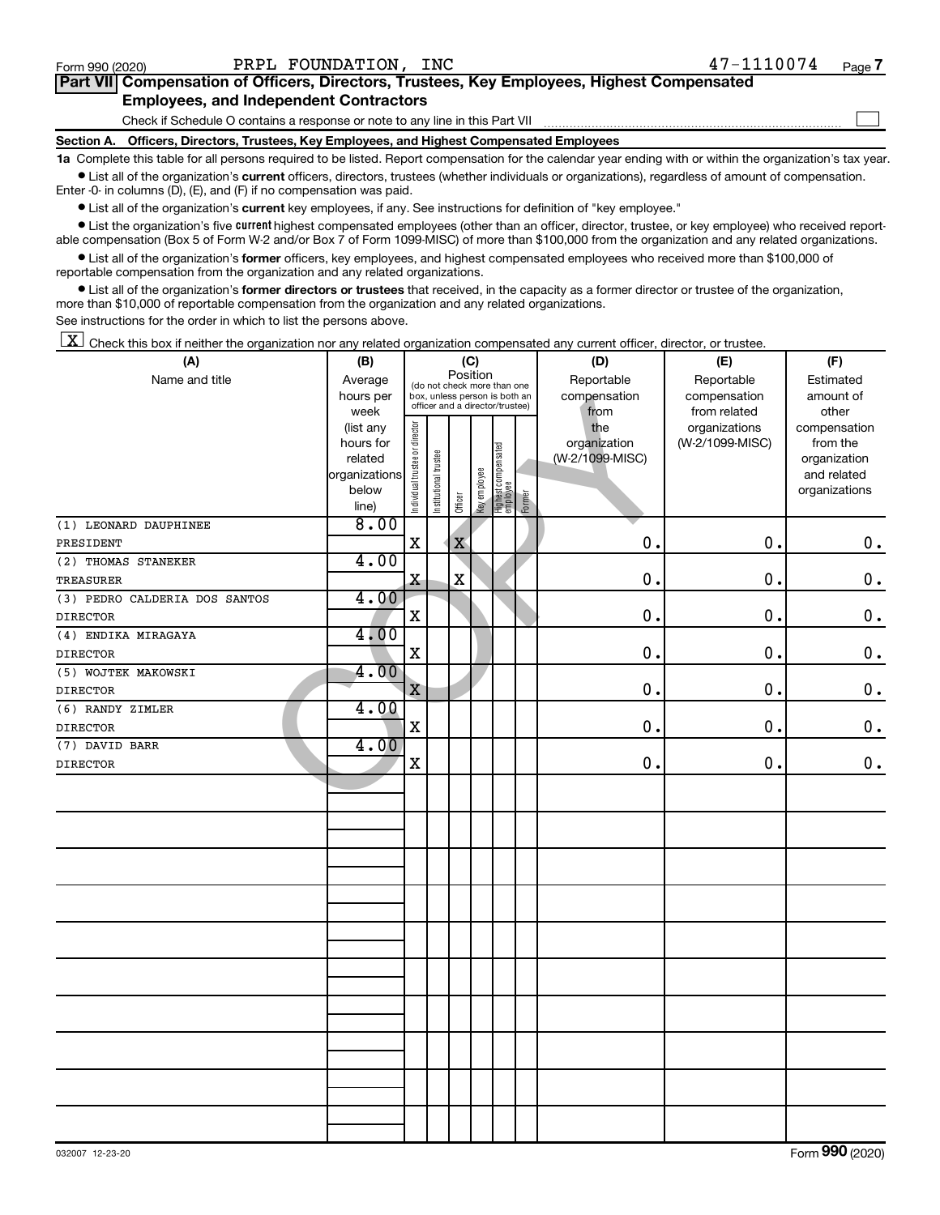Form 990 (2020) PRPL FOUNDATION, INC 47-1110074

## Part VII Compensation of Officers, Directors, Trustees, Key Employees, Highest Compensated Employees, and Independent Contractors

Check if Schedule O contains a response or note to any line in this Part VII ☐

### Section A. Officers, Directors, Trustees, Key Employees, and Highest Compensated Employees

**1a** Complete this table for all persons required to be listed. Report compensation for the calendar year ending with or within the organization's tax year.

- List all of the organization's **current** officers, directors, trustees (whether individuals or organizations), regardless of amount of compensation. Enter -0- in columns (D), (E), and (F) if no compensation was paid.
- List all of the organization's **current** key employees, if any. See instructions for definition of "key employee."
- List the organization's five **current** highest compensated employees (other than an officer, director, trustee, or key employee) who received reportable compensation (Box 5 of Form W-2 and/or Box 7 of Form 1099-MISC) of more than $100,000 from the organization and any related organizations.
- List all of the organization's **former** officers, key employees, and highest compensated employees who received more than $100,000 of reportable compensation from the organization and any related organizations.
- List all of the organization's **former directors or trustees** that received, in the capacity as a former director or trustee of the organization, more than $10,000 of reportable compensation from the organization and any related organizations.

See instructions for the order in which to list the persons above.

☒ Check this box if neither the organization nor any related organization compensated any current officer, director, or trustee.

| (A) Name and title | (B) Average hours per week (list any hours for related organizations below line) | (C) Position (do not check more than one box, unless person is both an officer and a director/trustee) | | | | | | (D) Reportable compensation from the organization (W-2/1099-MISC) | (E) Reportable compensation from related organizations (W-2/1099-MISC) | (F) Estimated amount of other compensation from the organization and related organizations |
|---|---|---|---|---|---|---|---|---|---|---|
| | | Individual trustee or director | Institutional trustee | Officer | Key employee | Highest compensated employee | Former | | | |
| (1) LEONARD DAUPHINEE<br>PRESIDENT | 8.00 | X | | X | | | | 0. | 0. | 0. |
| (2) THOMAS STANEKER<br>TREASURER | 4.00 | X | | X | | | | 0. | 0. | 0. |
| (3) PEDRO CALDERIA DOS SANTOS<br>DIRECTOR | 4.00 | X | | | | | | 0. | 0. | 0. |
| (4) ENDIKA MIRAGAYA<br>DIRECTOR | 4.00 | X | | | | | | 0. | 0. | 0. |
| (5) WOJTEK MAKOWSKI<br>DIRECTOR | 4.00 | X | | | | | | 0. | 0. | 0. |
| (6) RANDY ZIMLER<br>DIRECTOR | 4.00 | X | | | | | | 0. | 0. | 0. |
| (7) DAVID BARR<br>DIRECTOR | 4.00 | X | | | | | | 0. | 0. | 0. |

032007 12-23-20 Form **990** (2020)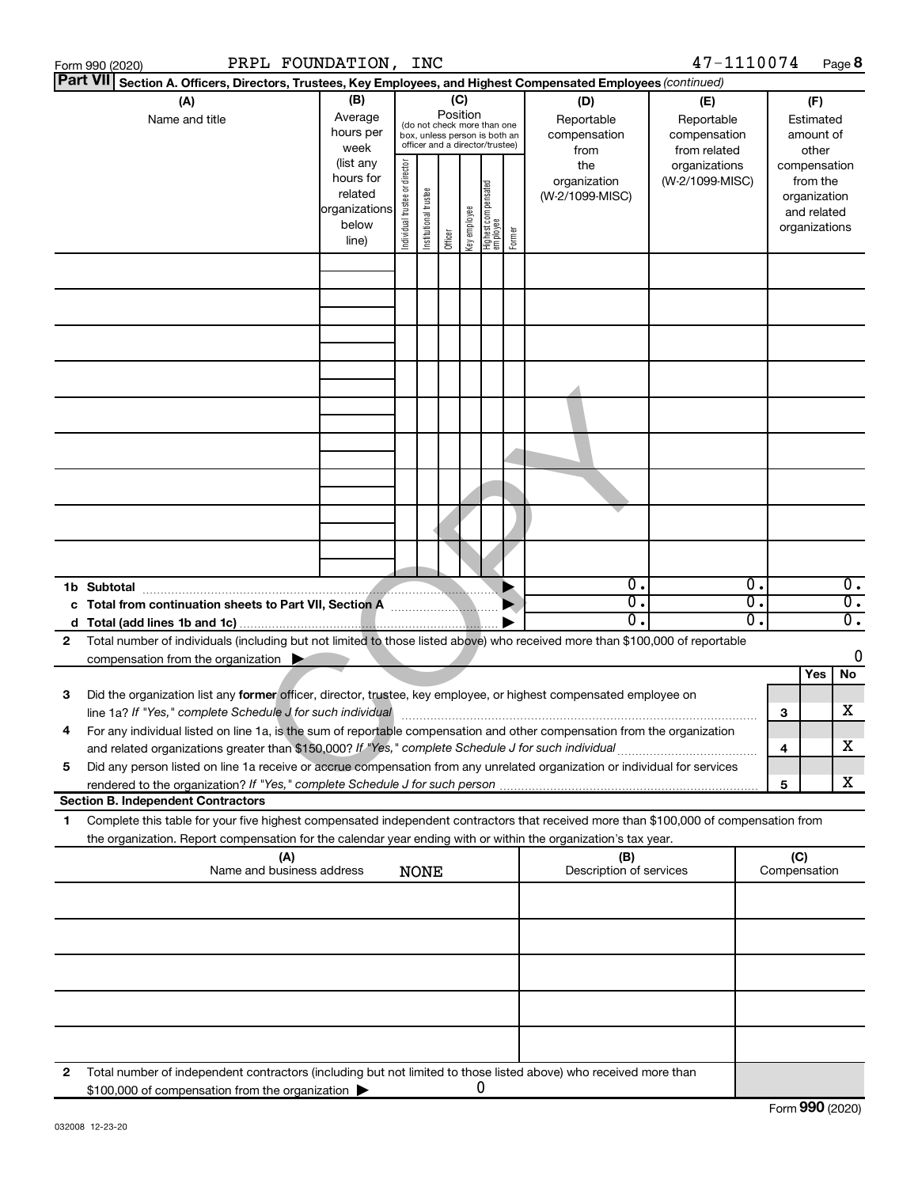Form 990 (2020) PRPL FOUNDATION, INC 47-1110074

**Part VII Section A. Officers, Directors, Trustees, Key Employees, and Highest Compensated Employees** *(continued)*

| (A) Name and title | (B) Average hours per week (list any hours for related organizations below line) | (C) Position: Individual trustee or director | Institutional trustee | Officer | Key employee | Highest compensated employee | Former | (D) Reportable compensation from the organization (W-2/1099-MISC) | (E) Reportable compensation from related organizations (W-2/1099-MISC) | (F) Estimated amount of other compensation from the organization and related organizations |
|---|---|---|---|---|---|---|---|---|---|---|
| | | | | | | | | | | |
| | | | | | | | | | | |
| | | | | | | | | | | |
| | | | | | | | | | | |
| | | | | | | | | | | |
| | | | | | | | | | | |
| | | | | | | | | | | |
| | | | | | | | | | | |
| | | | | | | | | | | |
| **1b Subtotal** | | | | | | | | 0. | 0. | 0. |
| **c Total from continuation sheets to Part VII, Section A** | | | | | | | | 0. | 0. | 0. |
| **d Total (add lines 1b and 1c)** | | | | | | | | 0. | 0. | 0. |

2 Total number of individuals (including but not limited to those listed above) who received more than $100,000 of reportable compensation from the organization ▶ 0

| | | | Yes | No |
|---|---|---|---|---|
| 3 | Did the organization list any **former** officer, director, trustee, key employee, or highest compensated employee on line 1a? *If "Yes," complete Schedule J for such individual* | 3 | | X |
| 4 | For any individual listed on line 1a, is the sum of reportable compensation and other compensation from the organization and related organizations greater than $150,000? *If "Yes," complete Schedule J for such individual* | 4 | | X |
| 5 | Did any person listed on line 1a receive or accrue compensation from any unrelated organization or individual for services rendered to the organization? *If "Yes," complete Schedule J for such person* | 5 | | X |

**Section B. Independent Contractors**

1 Complete this table for your five highest compensated independent contractors that received more than $100,000 of compensation from the organization. Report compensation for the calendar year ending with or within the organization's tax year.

| (A) Name and business address | (B) Description of services | (C) Compensation |
|---|---|---|
| NONE | | |
| | | |
| | | |
| | | |
| | | |

2 Total number of independent contractors (including but not limited to those listed above) who received more than $100,000 of compensation from the organization ▶ 0

Form **990** (2020)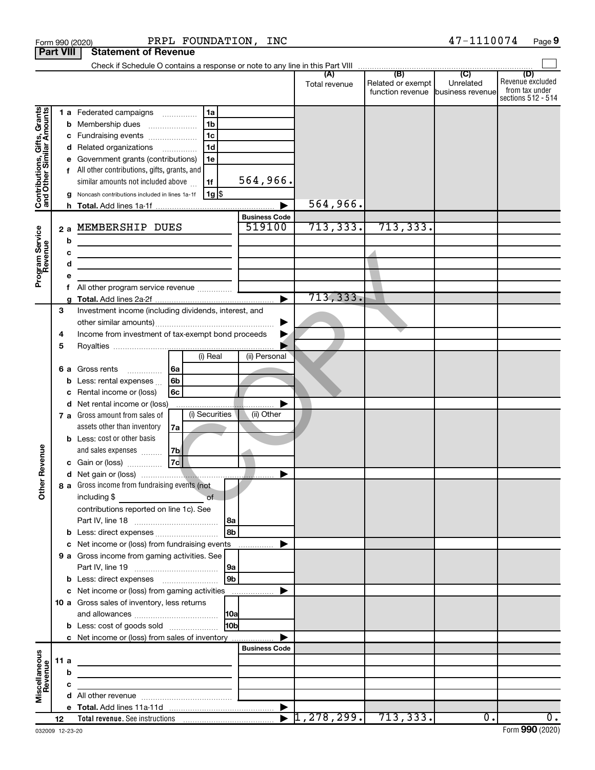Form 990 (2020) PRPL FOUNDATION, INC 47-1110074

## Part VIII Statement of Revenue

Check if Schedule O contains a response or note to any line in this Part VIII

| | | | (A) Total revenue | (B) Related or exempt function revenue | (C) Unrelated business revenue | (D) Revenue excluded from tax under sections 512 - 514 |
|---|---|---|---|---|---|---|
| **Contributions, Gifts, Grants and Other Similar Amounts** | 1 a Federated campaigns | 1a | | | | |
| | b Membership dues | 1b | | | | |
| | c Fundraising events | 1c | | | | |
| | d Related organizations | 1d | | | | |
| | e Government grants (contributions) | 1e | | | | |
| | f All other contributions, gifts, grants, and similar amounts not included above | 1f 564,966. | | | | |
| | g Noncash contributions included in lines 1a-1f | 1g $ | | | | |
| | h Total. Add lines 1a-1f | | 564,966. | | | |
| **Program Service Revenue** | | Business Code | | | | |
| | 2 a MEMBERSHIP DUES | 519100 | 713,333. | 713,333. | | |
| | b | | | | | |
| | c | | | | | |
| | d | | | | | |
| | e | | | | | |
| | f All other program service revenue | | | | | |
| | g Total. Add lines 2a-2f | | 713,333. | | | |
| **Other Revenue** | 3 Investment income (including dividends, interest, and other similar amounts) | | | | | |
| | 4 Income from investment of tax-exempt bond proceeds | | | | | |
| | 5 Royalties | | | | | |
| | | (i) Real / (ii) Personal | | | | |
| | 6 a Gross rents | 6a | | | | |
| | b Less: rental expenses | 6b | | | | |
| | c Rental income or (loss) | 6c | | | | |
| | d Net rental income or (loss) | | | | | |
| | | (i) Securities / (ii) Other | | | | |
| | 7 a Gross amount from sales of assets other than inventory | 7a | | | | |
| | b Less: cost or other basis and sales expenses | 7b | | | | |
| | c Gain or (loss) | 7c | | | | |
| | d Net gain or (loss) | | | | | |
| | 8 a Gross income from fundraising events (not including $ of contributions reported on line 1c). See Part IV, line 18 | 8a | | | | |
| | b Less: direct expenses | 8b | | | | |
| | c Net income or (loss) from fundraising events | | | | | |
| | 9 a Gross income from gaming activities. See Part IV, line 19 | 9a | | | | |
| | b Less: direct expenses | 9b | | | | |
| | c Net income or (loss) from gaming activities | | | | | |
| | 10 a Gross sales of inventory, less returns and allowances | 10a | | | | |
| | b Less: cost of goods sold | 10b | | | | |
| | c Net income or (loss) from sales of inventory | | | | | |
| **Miscellaneous Revenue** | | Business Code | | | | |
| | 11 a | | | | | |
| | b | | | | | |
| | c | | | | | |
| | d All other revenue | | | | | |
| | e Total. Add lines 11a-11d | | | | | |
| | 12 Total revenue. See instructions | | 1,278,299. | 713,333. | 0. | 0. |

032009 12-23-20 Form 990 (2020)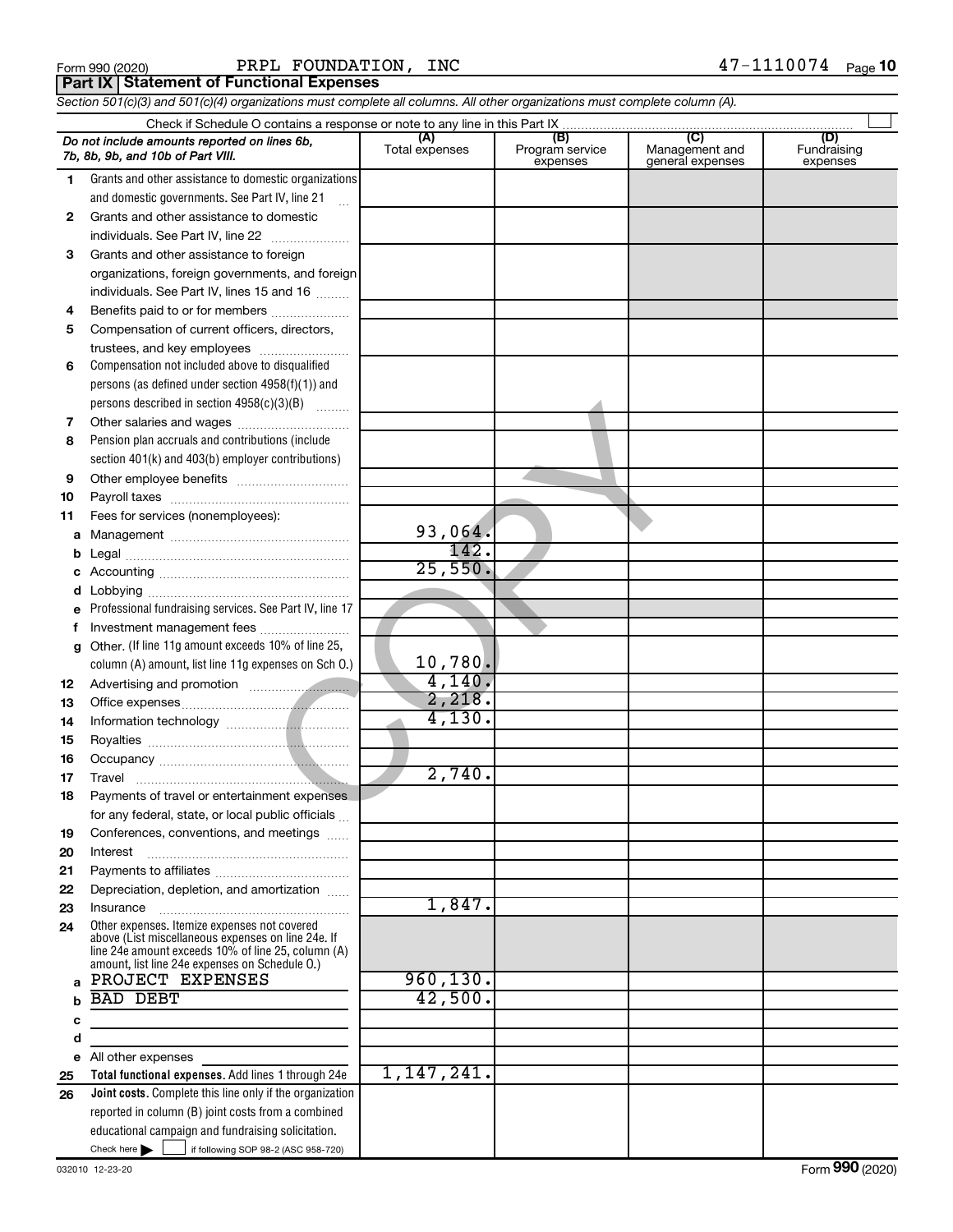Form 990 (2020) PRPL FOUNDATION, INC 47-1110074

## Part IX Statement of Functional Expenses

*Section 501(c)(3) and 501(c)(4) organizations must complete all columns. All other organizations must complete column (A).*

Check if Schedule O contains a response or note to any line in this Part IX

| *Do not include amounts reported on lines 6b, 7b, 8b, 9b, and 10b of Part VIII.* | (A) Total expenses | (B) Program service expenses | (C) Management and general expenses | (D) Fundraising expenses |
|---|---|---|---|---|
| 1 Grants and other assistance to domestic organizations and domestic governments. See Part IV, line 21 | | | | |
| 2 Grants and other assistance to domestic individuals. See Part IV, line 22 | | | | |
| 3 Grants and other assistance to foreign organizations, foreign governments, and foreign individuals. See Part IV, lines 15 and 16 | | | | |
| 4 Benefits paid to or for members | | | | |
| 5 Compensation of current officers, directors, trustees, and key employees | | | | |
| 6 Compensation not included above to disqualified persons (as defined under section 4958(f)(1)) and persons described in section 4958(c)(3)(B) | | | | |
| 7 Other salaries and wages | | | | |
| 8 Pension plan accruals and contributions (include section 401(k) and 403(b) employer contributions) | | | | |
| 9 Other employee benefits | | | | |
| 10 Payroll taxes | | | | |
| 11 Fees for services (nonemployees): | | | | |
| a Management | 93,064. | | | |
| b Legal | 142. | | | |
| c Accounting | 25,550. | | | |
| d Lobbying | | | | |
| e Professional fundraising services. See Part IV, line 17 | | | | |
| f Investment management fees | | | | |
| g Other. (If line 11g amount exceeds 10% of line 25, column (A) amount, list line 11g expenses on Sch O.) | 10,780. | | | |
| 12 Advertising and promotion | 4,140. | | | |
| 13 Office expenses | 2,218. | | | |
| 14 Information technology | 4,130. | | | |
| 15 Royalties | | | | |
| 16 Occupancy | | | | |
| 17 Travel | 2,740. | | | |
| 18 Payments of travel or entertainment expenses for any federal, state, or local public officials | | | | |
| 19 Conferences, conventions, and meetings | | | | |
| 20 Interest | | | | |
| 21 Payments to affiliates | | | | |
| 22 Depreciation, depletion, and amortization | | | | |
| 23 Insurance | 1,847. | | | |
| 24 Other expenses. Itemize expenses not covered above (List miscellaneous expenses on line 24e. If line 24e amount exceeds 10% of line 25, column (A) amount, list line 24e expenses on Schedule O.) | | | | |
| a PROJECT EXPENSES | 960,130. | | | |
| b BAD DEBT | 42,500. | | | |
| c | | | | |
| d | | | | |
| e All other expenses | | | | |
| 25 **Total functional expenses.** Add lines 1 through 24e | 1,147,241. | | | |
| 26 **Joint costs.** Complete this line only if the organization reported in column (B) joint costs from a combined educational campaign and fundraising solicitation. Check here ☐ if following SOP 98-2 (ASC 958-720) | | | | |

032010 12-23-20 Form **990** (2020)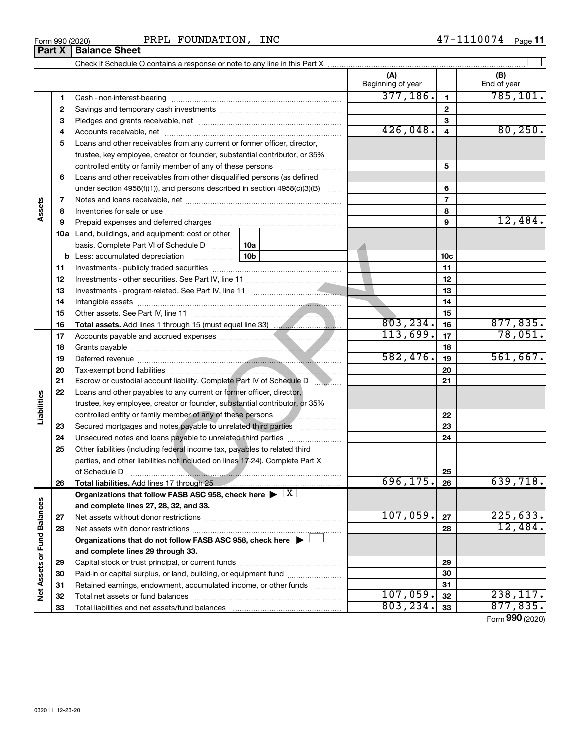Form 990 (2020) PRPL FOUNDATION, INC 47-1110074

**Part X | Balance Sheet**

Check if Schedule O contains a response or note to any line in this Part X .......... ☐

| | | | (A) Beginning of year | | (B) End of year |
|---|---|---|---|---|---|
| Assets | 1 | Cash - non-interest-bearing | 377,186. | 1 | 785,101. |
| | 2 | Savings and temporary cash investments | | 2 | |
| | 3 | Pledges and grants receivable, net | | 3 | |
| | 4 | Accounts receivable, net | 426,048. | 4 | 80,250. |
| | 5 | Loans and other receivables from any current or former officer, director, trustee, key employee, creator or founder, substantial contributor, or 35% controlled entity or family member of any of these persons | | 5 | |
| | 6 | Loans and other receivables from other disqualified persons (as defined under section 4958(f)(1)), and persons described in section 4958(c)(3)(B) | | 6 | |
| | 7 | Notes and loans receivable, net | | 7 | |
| | 8 | Inventories for sale or use | | 8 | |
| | 9 | Prepaid expenses and deferred charges | | 9 | 12,484. |
| | 10a | Land, buildings, and equipment: cost or other basis. Complete Part VI of Schedule D ... 10a | | | |
| | b | Less: accumulated depreciation ... 10b | | 10c | |
| | 11 | Investments - publicly traded securities | | 11 | |
| | 12 | Investments - other securities. See Part IV, line 11 | | 12 | |
| | 13 | Investments - program-related. See Part IV, line 11 | | 13 | |
| | 14 | Intangible assets | | 14 | |
| | 15 | Other assets. See Part IV, line 11 | | 15 | |
| | 16 | **Total assets.** Add lines 1 through 15 (must equal line 33) | 803,234. | 16 | 877,835. |
| Liabilities | 17 | Accounts payable and accrued expenses | 113,699. | 17 | 78,051. |
| | 18 | Grants payable | | 18 | |
| | 19 | Deferred revenue | 582,476. | 19 | 561,667. |
| | 20 | Tax-exempt bond liabilities | | 20 | |
| | 21 | Escrow or custodial account liability. Complete Part IV of Schedule D | | 21 | |
| | 22 | Loans and other payables to any current or former officer, director, trustee, key employee, creator or founder, substantial contributor, or 35% controlled entity or family member of any of these persons | | 22 | |
| | 23 | Secured mortgages and notes payable to unrelated third parties | | 23 | |
| | 24 | Unsecured notes and loans payable to unrelated third parties | | 24 | |
| | 25 | Other liabilities (including federal income tax, payables to related third parties, and other liabilities not included on lines 17-24). Complete Part X of Schedule D | | 25 | |
| | 26 | **Total liabilities.** Add lines 17 through 25 | 696,175. | 26 | 639,718. |
| Net Assets or Fund Balances | | **Organizations that follow FASB ASC 958, check here ▶ ☒ and complete lines 27, 28, 32, and 33.** | | | |
| | 27 | Net assets without donor restrictions | 107,059. | 27 | 225,633. |
| | 28 | Net assets with donor restrictions | | 28 | 12,484. |
| | | **Organizations that do not follow FASB ASC 958, check here ▶ ☐ and complete lines 29 through 33.** | | | |
| | 29 | Capital stock or trust principal, or current funds | | 29 | |
| | 30 | Paid-in or capital surplus, or land, building, or equipment fund | | 30 | |
| | 31 | Retained earnings, endowment, accumulated income, or other funds | | 31 | |
| | 32 | Total net assets or fund balances | 107,059. | 32 | 238,117. |
| | 33 | Total liabilities and net assets/fund balances | 803,234. | 33 | 877,835. |

Form **990** (2020)

032011 12-23-20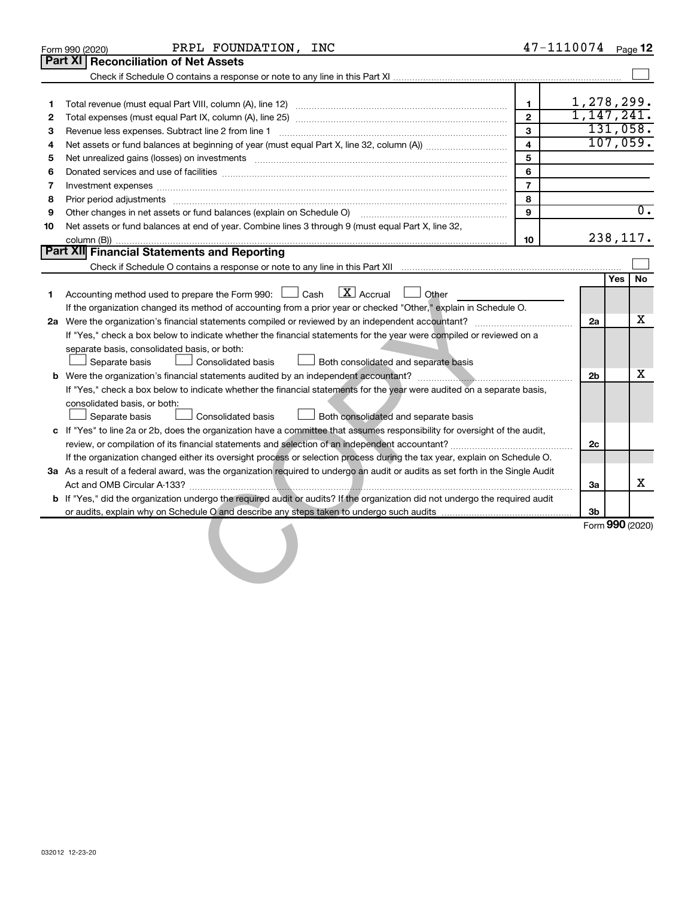Form 990 (2020) PRPL FOUNDATION, INC 47-1110074 Page 12

## Part XI Reconciliation of Net Assets

Check if Schedule O contains a response or note to any line in this Part XI ☐

| | | | |
|---|---|---|---|
| 1 | Total revenue (must equal Part VIII, column (A), line 12) | 1 | 1,278,299. |
| 2 | Total expenses (must equal Part IX, column (A), line 25) | 2 | 1,147,241. |
| 3 | Revenue less expenses. Subtract line 2 from line 1 | 3 | 131,058. |
| 4 | Net assets or fund balances at beginning of year (must equal Part X, line 32, column (A)) | 4 | 107,059. |
| 5 | Net unrealized gains (losses) on investments | 5 | |
| 6 | Donated services and use of facilities | 6 | |
| 7 | Investment expenses | 7 | |
| 8 | Prior period adjustments | 8 | |
| 9 | Other changes in net assets or fund balances (explain on Schedule O) | 9 | 0. |
| 10 | Net assets or fund balances at end of year. Combine lines 3 through 9 (must equal Part X, line 32, column (B)) | 10 | 238,117. |

## Part XII Financial Statements and Reporting

Check if Schedule O contains a response or note to any line in this Part XII ☐

| | | | Yes | No |
|---|---|---|---|---|
| 1 | Accounting method used to prepare the Form 990: ☐ Cash ☒ Accrual ☐ Other ______ If the organization changed its method of accounting from a prior year or checked "Other," explain in Schedule O. | | | |
| 2a | Were the organization's financial statements compiled or reviewed by an independent accountant? If "Yes," check a box below to indicate whether the financial statements for the year were compiled or reviewed on a separate basis, consolidated basis, or both: ☐ Separate basis ☐ Consolidated basis ☐ Both consolidated and separate basis | 2a | | X |
| b | Were the organization's financial statements audited by an independent accountant? If "Yes," check a box below to indicate whether the financial statements for the year were audited on a separate basis, consolidated basis, or both: ☐ Separate basis ☐ Consolidated basis ☐ Both consolidated and separate basis | 2b | | X |
| c | If "Yes" to line 2a or 2b, does the organization have a committee that assumes responsibility for oversight of the audit, review, or compilation of its financial statements and selection of an independent accountant? If the organization changed either its oversight process or selection process during the tax year, explain on Schedule O. | 2c | | |
| 3a | As a result of a federal award, was the organization required to undergo an audit or audits as set forth in the Single Audit Act and OMB Circular A-133? | 3a | | X |
| b | If "Yes," did the organization undergo the required audit or audits? If the organization did not undergo the required audit or audits, explain why on Schedule O and describe any steps taken to undergo such audits | 3b | | |

Form 990 (2020)

032012 12-23-20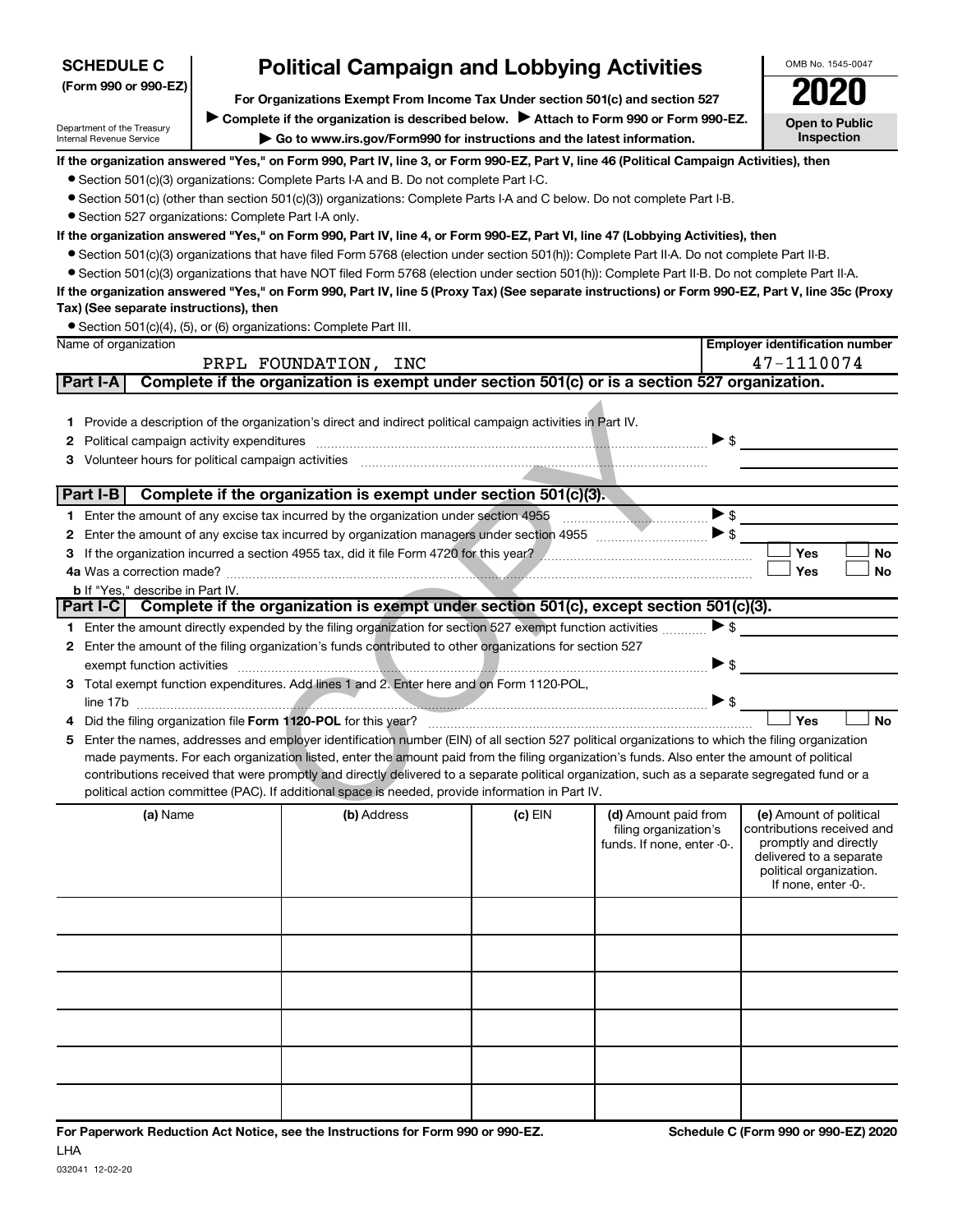**SCHEDULE C**
**(Form 990 or 990-EZ)**

Department of the Treasury
Internal Revenue Service

# Political Campaign and Lobbying Activities

**For Organizations Exempt From Income Tax Under section 501(c) and section 527**

▶ **Complete if the organization is described below.** ▶ **Attach to Form 990 or Form 990-EZ.**

▶ **Go to www.irs.gov/Form990 for instructions and the latest information.**

OMB No. 1545-0047

**2020**

**Open to Public Inspection**

**If the organization answered "Yes," on Form 990, Part IV, line 3, or Form 990-EZ, Part V, line 46 (Political Campaign Activities), then**

- Section 501(c)(3) organizations: Complete Parts I-A and B. Do not complete Part I-C.
- Section 501(c) (other than section 501(c)(3)) organizations: Complete Parts I-A and C below. Do not complete Part I-B.
- Section 527 organizations: Complete Part I-A only.

**If the organization answered "Yes," on Form 990, Part IV, line 4, or Form 990-EZ, Part VI, line 47 (Lobbying Activities), then**

- Section 501(c)(3) organizations that have filed Form 5768 (election under section 501(h)): Complete Part II-A. Do not complete Part II-B.
- Section 501(c)(3) organizations that have NOT filed Form 5768 (election under section 501(h)): Complete Part II-B. Do not complete Part II-A.

**If the organization answered "Yes," on Form 990, Part IV, line 5 (Proxy Tax) (See separate instructions) or Form 990-EZ, Part V, line 35c (Proxy Tax) (See separate instructions), then**

- Section 501(c)(4), (5), or (6) organizations: Complete Part III.

| Name of organization | Employer identification number |
|---|---|
| PRPL FOUNDATION, INC | 47-1110074 |

## Part I-A  Complete if the organization is exempt under section 501(c) or is a section 527 organization.

1. Provide a description of the organization's direct and indirect political campaign activities in Part IV.
2. Political campaign activity expenditures ▶ $
3. Volunteer hours for political campaign activities

## Part I-B  Complete if the organization is exempt under section 501(c)(3).

1. Enter the amount of any excise tax incurred by the organization under section 4955 ▶ $
2. Enter the amount of any excise tax incurred by organization managers under section 4955 ▶ $
3. If the organization incurred a section 4955 tax, did it file Form 4720 for this year? ☐ Yes ☐ No

4a. Was a correction made? ☐ Yes ☐ No

b. If "Yes," describe in Part IV.

## Part I-C  Complete if the organization is exempt under section 501(c), except section 501(c)(3).

1. Enter the amount directly expended by the filing organization for section 527 exempt function activities ▶ $
2. Enter the amount of the filing organization's funds contributed to other organizations for section 527 exempt function activities ▶ $
3. Total exempt function expenditures. Add lines 1 and 2. Enter here and on Form 1120-POL, line 17b ▶ $
4. Did the filing organization file **Form 1120-POL** for this year? ☐ Yes ☐ No
5. Enter the names, addresses and employer identification number (EIN) of all section 527 political organizations to which the filing organization made payments. For each organization listed, enter the amount paid from the filing organization's funds. Also enter the amount of political contributions received that were promptly and directly delivered to a separate political organization, such as a separate segregated fund or a political action committee (PAC). If additional space is needed, provide information in Part IV.

| (a) Name | (b) Address | (c) EIN | (d) Amount paid from filing organization's funds. If none, enter -0-. | (e) Amount of political contributions received and promptly and directly delivered to a separate political organization. If none, enter -0-. |
|---|---|---|---|---|
| | | | | |
| | | | | |
| | | | | |
| | | | | |
| | | | | |
| | | | | |

**For Paperwork Reduction Act Notice, see the Instructions for Form 990 or 990-EZ.**
LHA
032041 12-02-20

**Schedule C (Form 990 or 990-EZ) 2020**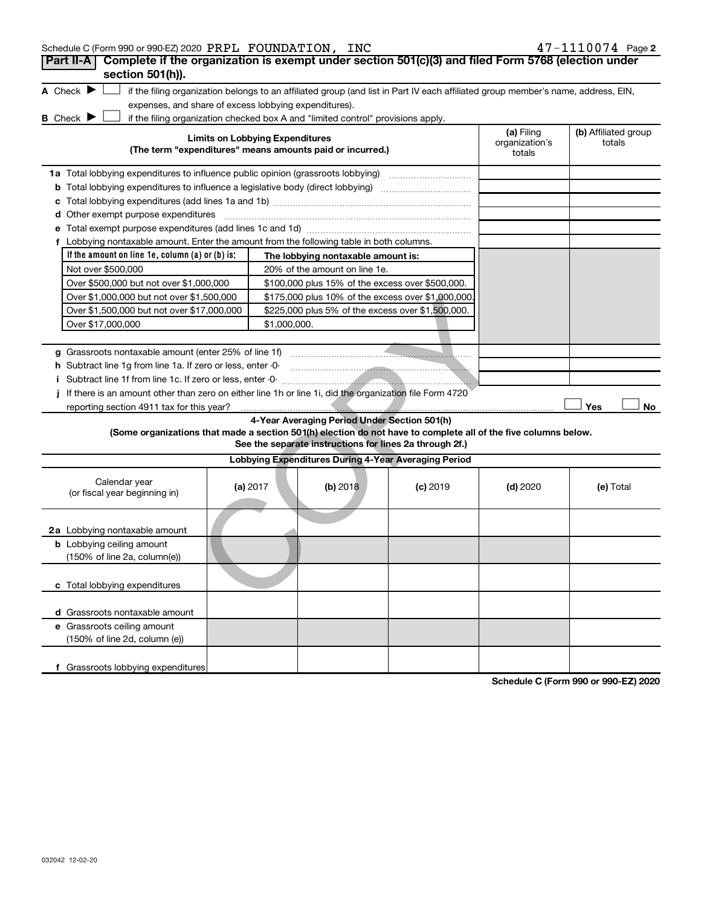Schedule C (Form 990 or 990-EZ) 2020 PRPL FOUNDATION, INC 47-1110074 Page 2

## Part II-A Complete if the organization is exempt under section 501(c)(3) and filed Form 5768 (election under section 501(h)).

A Check ▶ ☐ if the filing organization belongs to an affiliated group (and list in Part IV each affiliated group member's name, address, EIN, expenses, and share of excess lobbying expenditures).

B Check ▶ ☐ if the filing organization checked box A and "limited control" provisions apply.

| Limits on Lobbying Expenditures (The term "expenditures" means amounts paid or incurred.) | (a) Filing organization's totals | (b) Affiliated group totals |
|---|---|---|
| **1a** Total lobbying expenditures to influence public opinion (grassroots lobbying) | | |
| **b** Total lobbying expenditures to influence a legislative body (direct lobbying) | | |
| **c** Total lobbying expenditures (add lines 1a and 1b) | | |
| **d** Other exempt purpose expenditures | | |
| **e** Total exempt purpose expenditures (add lines 1c and 1d) | | |
| **f** Lobbying nontaxable amount. Enter the amount from the following table in both columns. | | |

| If the amount on line 1e, column (a) or (b) is: | The lobbying nontaxable amount is: |
|---|---|
| Not over $500,000 | 20% of the amount on line 1e. |
| Over $500,000 but not over $1,000,000 | $100,000 plus 15% of the excess over $500,000. |
| Over $1,000,000 but not over $1,500,000 | $175,000 plus 10% of the excess over $1,000,000. |
| Over $1,500,000 but not over $17,000,000 | $225,000 plus 5% of the excess over $1,500,000. |
| Over $17,000,000 | $1,000,000. |

| | (a) Filing organization's totals | (b) Affiliated group totals |
|---|---|---|
| **g** Grassroots nontaxable amount (enter 25% of line 1f) | | |
| **h** Subtract line 1g from line 1a. If zero or less, enter -0- | | |
| **i** Subtract line 1f from line 1c. If zero or less, enter -0- | | |

**j** If there is an amount other than zero on either line 1h or line 1i, did the organization file Form 4720 reporting section 4911 tax for this year? ☐ Yes ☐ No

### 4-Year Averaging Period Under Section 501(h)

**(Some organizations that made a section 501(h) election do not have to complete all of the five columns below. See the separate instructions for lines 2a through 2f.)**

**Lobbying Expenditures During 4-Year Averaging Period**

| Calendar year (or fiscal year beginning in) | (a) 2017 | (b) 2018 | (c) 2019 | (d) 2020 | (e) Total |
|---|---|---|---|---|---|
| **2a** Lobbying nontaxable amount | | | | | |
| **b** Lobbying ceiling amount (150% of line 2a, column(e)) | | | | | |
| **c** Total lobbying expenditures | | | | | |
| **d** Grassroots nontaxable amount | | | | | |
| **e** Grassroots ceiling amount (150% of line 2d, column (e)) | | | | | |
| **f** Grassroots lobbying expenditures | | | | | |

**Schedule C (Form 990 or 990-EZ) 2020**

032042 12-02-20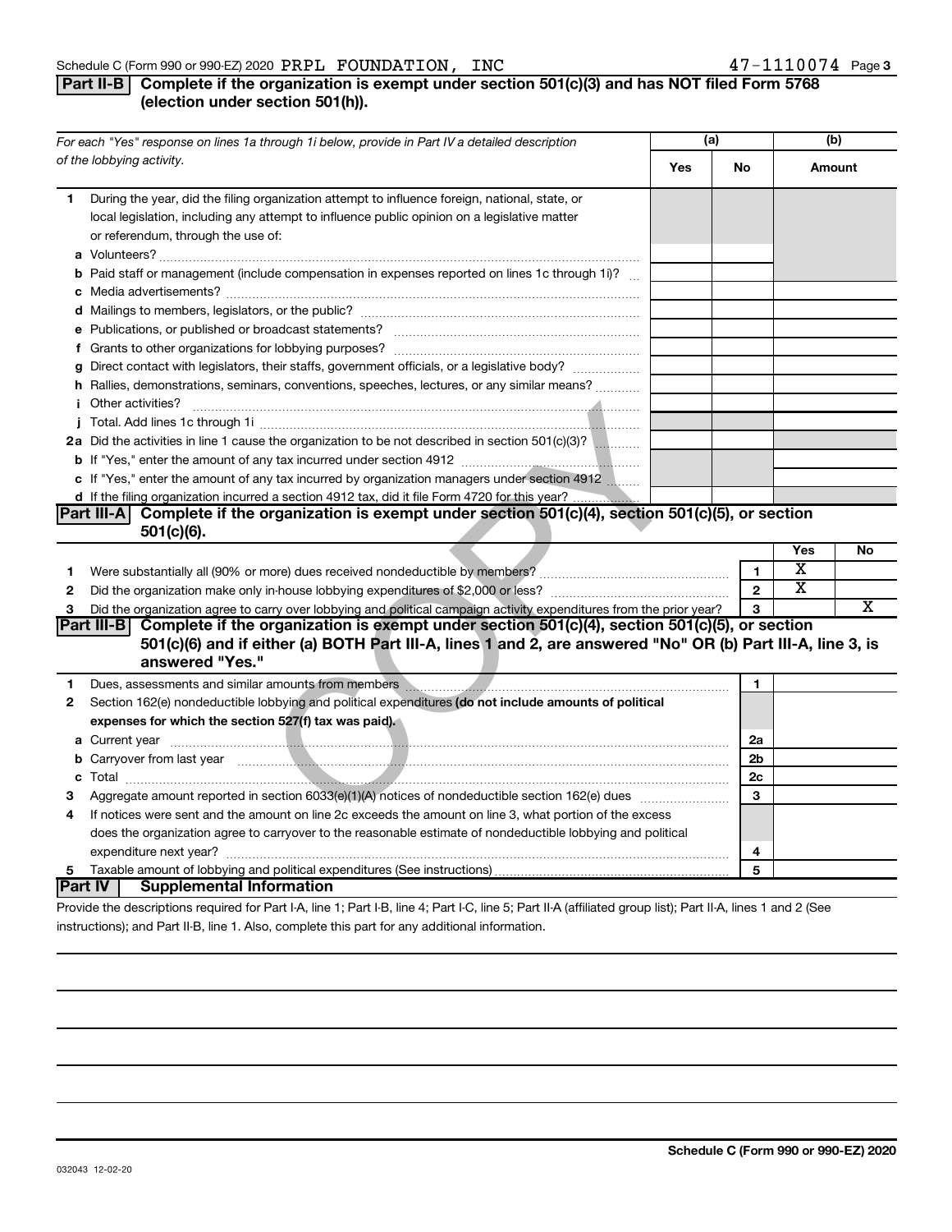Schedule C (Form 990 or 990-EZ) 2020 PRPL FOUNDATION, INC 47-1110074

## Part II-B Complete if the organization is exempt under section 501(c)(3) and has NOT filed Form 5768 (election under section 501(h)).

| For each "Yes" response on lines 1a through 1i below, provide in Part IV a detailed description of the lobbying activity. | (a) Yes | (a) No | (b) Amount |
|---|---|---|---|
| **1** During the year, did the filing organization attempt to influence foreign, national, state, or local legislation, including any attempt to influence public opinion on a legislative matter or referendum, through the use of: | | | |
| **a** Volunteers? | | | |
| **b** Paid staff or management (include compensation in expenses reported on lines 1c through 1i)? | | | |
| **c** Media advertisements? | | | |
| **d** Mailings to members, legislators, or the public? | | | |
| **e** Publications, or published or broadcast statements? | | | |
| **f** Grants to other organizations for lobbying purposes? | | | |
| **g** Direct contact with legislators, their staffs, government officials, or a legislative body? | | | |
| **h** Rallies, demonstrations, seminars, conventions, speeches, lectures, or any similar means? | | | |
| **i** Other activities? | | | |
| **j** Total. Add lines 1c through 1i | | | |
| **2a** Did the activities in line 1 cause the organization to be not described in section 501(c)(3)? | | | |
| **b** If "Yes," enter the amount of any tax incurred under section 4912 | | | |
| **c** If "Yes," enter the amount of any tax incurred by organization managers under section 4912 | | | |
| **d** If the filing organization incurred a section 4912 tax, did it file Form 4720 for this year? | | | |

## Part III-A Complete if the organization is exempt under section 501(c)(4), section 501(c)(5), or section 501(c)(6).

| | | | Yes | No |
|---|---|---|---|---|
| **1** | Were substantially all (90% or more) dues received nondeductible by members? | 1 | X | |
| **2** | Did the organization make only in-house lobbying expenditures of $2,000 or less? | 2 | X | |
| **3** | Did the organization agree to carry over lobbying and political campaign activity expenditures from the prior year? | 3 | | X |

## Part III-B Complete if the organization is exempt under section 501(c)(4), section 501(c)(5), or section 501(c)(6) and if either (a) BOTH Part III-A, lines 1 and 2, are answered "No" OR (b) Part III-A, line 3, is answered "Yes."

| | | | |
|---|---|---|---|
| **1** | Dues, assessments and similar amounts from members | 1 | |
| **2** | Section 162(e) nondeductible lobbying and political expenditures **(do not include amounts of political expenses for which the section 527(f) tax was paid).** | | |
| **a** | Current year | 2a | |
| **b** | Carryover from last year | 2b | |
| **c** | Total | 2c | |
| **3** | Aggregate amount reported in section 6033(e)(1)(A) notices of nondeductible section 162(e) dues | 3 | |
| **4** | If notices were sent and the amount on line 2c exceeds the amount on line 3, what portion of the excess does the organization agree to carryover to the reasonable estimate of nondeductible lobbying and political expenditure next year? | 4 | |
| **5** | Taxable amount of lobbying and political expenditures (See instructions) | 5 | |

## Part IV Supplemental Information

Provide the descriptions required for Part I-A, line 1; Part I-B, line 4; Part I-C, line 5; Part II-A (affiliated group list); Part II-A, lines 1 and 2 (See instructions); and Part II-B, line 1. Also, complete this part for any additional information.

Schedule C (Form 990 or 990-EZ) 2020

032043 12-02-20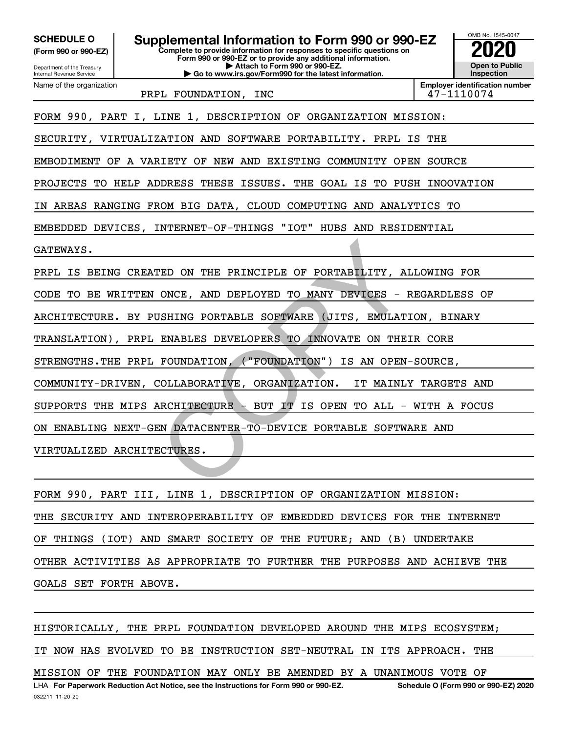**SCHEDULE O**
**(Form 990 or 990-EZ)**

Department of the Treasury
Internal Revenue Service

# Supplemental Information to Form 990 or 990-EZ

**Complete to provide information for responses to specific questions on Form 990 or 990-EZ or to provide any additional information.**
**▶ Attach to Form 990 or 990-EZ.**
**▶ Go to www.irs.gov/Form990 for the latest information.**

OMB No. 1545-0047
**2020**
**Open to Public Inspection**

| Name of the organization | Employer identification number |
|---|---|
| PRPL FOUNDATION, INC | 47-1110074 |

FORM 990, PART I, LINE 1, DESCRIPTION OF ORGANIZATION MISSION:
SECURITY, VIRTUALIZATION AND SOFTWARE PORTABILITY. PRPL IS THE
EMBODIMENT OF A VARIETY OF NEW AND EXISTING COMMUNITY OPEN SOURCE
PROJECTS TO HELP ADDRESS THESE ISSUES. THE GOAL IS TO PUSH INOOVATION
IN AREAS RANGING FROM BIG DATA, CLOUD COMPUTING AND ANALYTICS TO
EMBEDDED DEVICES, INTERNET-OF-THINGS "IOT" HUBS AND RESIDENTIAL
GATEWAYS.
PRPL IS BEING CREATED ON THE PRINCIPLE OF PORTABILITY, ALLOWING FOR
CODE TO BE WRITTEN ONCE, AND DEPLOYED TO MANY DEVICES - REGARDLESS OF
ARCHITECTURE. BY PUSHING PORTABLE SOFTWARE (JITS, EMULATION, BINARY
TRANSLATION), PRPL ENABLES DEVELOPERS TO INNOVATE ON THEIR CORE
STRENGTHS.THE PRPL FOUNDATION, ("FOUNDATION") IS AN OPEN-SOURCE,
COMMUNITY-DRIVEN, COLLABORATIVE, ORGANIZATION. IT MAINLY TARGETS AND
SUPPORTS THE MIPS ARCHITECTURE - BUT IT IS OPEN TO ALL - WITH A FOCUS
ON ENABLING NEXT-GEN DATACENTER-TO-DEVICE PORTABLE SOFTWARE AND
VIRTUALIZED ARCHITECTURES.

FORM 990, PART III, LINE 1, DESCRIPTION OF ORGANIZATION MISSION:
THE SECURITY AND INTEROPERABILITY OF EMBEDDED DEVICES FOR THE INTERNET
OF THINGS (IOT) AND SMART SOCIETY OF THE FUTURE; AND (B) UNDERTAKE
OTHER ACTIVITIES AS APPROPRIATE TO FURTHER THE PURPOSES AND ACHIEVE THE
GOALS SET FORTH ABOVE.

HISTORICALLY, THE PRPL FOUNDATION DEVELOPED AROUND THE MIPS ECOSYSTEM;
IT NOW HAS EVOLVED TO BE INSTRUCTION SET-NEUTRAL IN ITS APPROACH. THE
MISSION OF THE FOUNDATION MAY ONLY BE AMENDED BY A UNANIMOUS VOTE OF

LHA **For Paperwork Reduction Act Notice, see the Instructions for Form 990 or 990-EZ.** **Schedule O (Form 990 or 990-EZ) 2020**
032211 11-20-20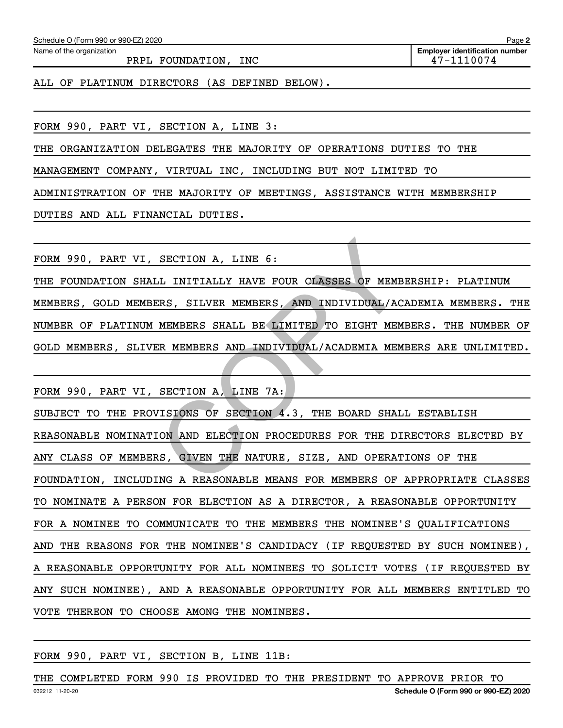Schedule O (Form 990 or 990-EZ) 2020

Name of the organization: PRPL FOUNDATION, INC

Employer identification number: 47-1110074

ALL OF PLATINUM DIRECTORS (AS DEFINED BELOW).

FORM 990, PART VI, SECTION A, LINE 3:

THE ORGANIZATION DELEGATES THE MAJORITY OF OPERATIONS DUTIES TO THE MANAGEMENT COMPANY, VIRTUAL INC, INCLUDING BUT NOT LIMITED TO ADMINISTRATION OF THE MAJORITY OF MEETINGS, ASSISTANCE WITH MEMBERSHIP DUTIES AND ALL FINANCIAL DUTIES.

FORM 990, PART VI, SECTION A, LINE 6:

THE FOUNDATION SHALL INITIALLY HAVE FOUR CLASSES OF MEMBERSHIP: PLATINUM MEMBERS, GOLD MEMBERS, SILVER MEMBERS, AND INDIVIDUAL/ACADEMIA MEMBERS. THE NUMBER OF PLATINUM MEMBERS SHALL BE LIMITED TO EIGHT MEMBERS. THE NUMBER OF GOLD MEMBERS, SLIVER MEMBERS AND INDIVIDUAL/ACADEMIA MEMBERS ARE UNLIMITED.

FORM 990, PART VI, SECTION A, LINE 7A:

SUBJECT TO THE PROVISIONS OF SECTION 4.3, THE BOARD SHALL ESTABLISH REASONABLE NOMINATION AND ELECTION PROCEDURES FOR THE DIRECTORS ELECTED BY ANY CLASS OF MEMBERS, GIVEN THE NATURE, SIZE, AND OPERATIONS OF THE FOUNDATION, INCLUDING A REASONABLE MEANS FOR MEMBERS OF APPROPRIATE CLASSES TO NOMINATE A PERSON FOR ELECTION AS A DIRECTOR, A REASONABLE OPPORTUNITY FOR A NOMINEE TO COMMUNICATE TO THE MEMBERS THE NOMINEE'S QUALIFICATIONS AND THE REASONS FOR THE NOMINEE'S CANDIDACY (IF REQUESTED BY SUCH NOMINEE), A REASONABLE OPPORTUNITY FOR ALL NOMINEES TO SOLICIT VOTES (IF REQUESTED BY ANY SUCH NOMINEE), AND A REASONABLE OPPORTUNITY FOR ALL MEMBERS ENTITLED TO VOTE THEREON TO CHOOSE AMONG THE NOMINEES.

FORM 990, PART VI, SECTION B, LINE 11B:

THE COMPLETED FORM 990 IS PROVIDED TO THE PRESIDENT TO APPROVE PRIOR TO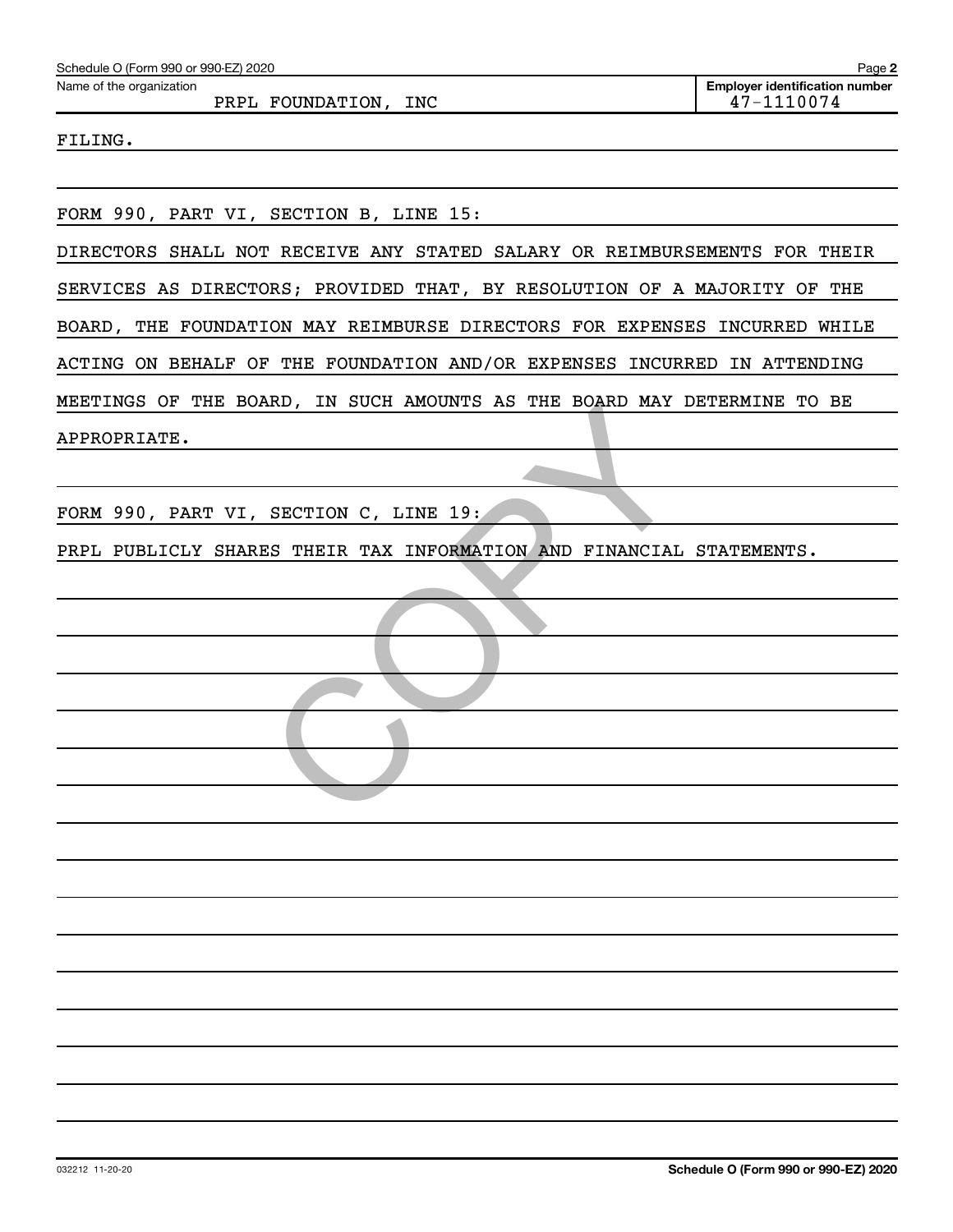Schedule O (Form 990 or 990-EZ) 2020

Name of the organization: PRPL FOUNDATION, INC

Employer identification number: 47-1110074

FILING.

FORM 990, PART VI, SECTION B, LINE 15:

DIRECTORS SHALL NOT RECEIVE ANY STATED SALARY OR REIMBURSEMENTS FOR THEIR SERVICES AS DIRECTORS; PROVIDED THAT, BY RESOLUTION OF A MAJORITY OF THE BOARD, THE FOUNDATION MAY REIMBURSE DIRECTORS FOR EXPENSES INCURRED WHILE ACTING ON BEHALF OF THE FOUNDATION AND/OR EXPENSES INCURRED IN ATTENDING MEETINGS OF THE BOARD, IN SUCH AMOUNTS AS THE BOARD MAY DETERMINE TO BE APPROPRIATE.

FORM 990, PART VI, SECTION C, LINE 19:

PRPL PUBLICLY SHARES THEIR TAX INFORMATION AND FINANCIAL STATEMENTS.

032212 11-20-20

Schedule O (Form 990 or 990-EZ) 2020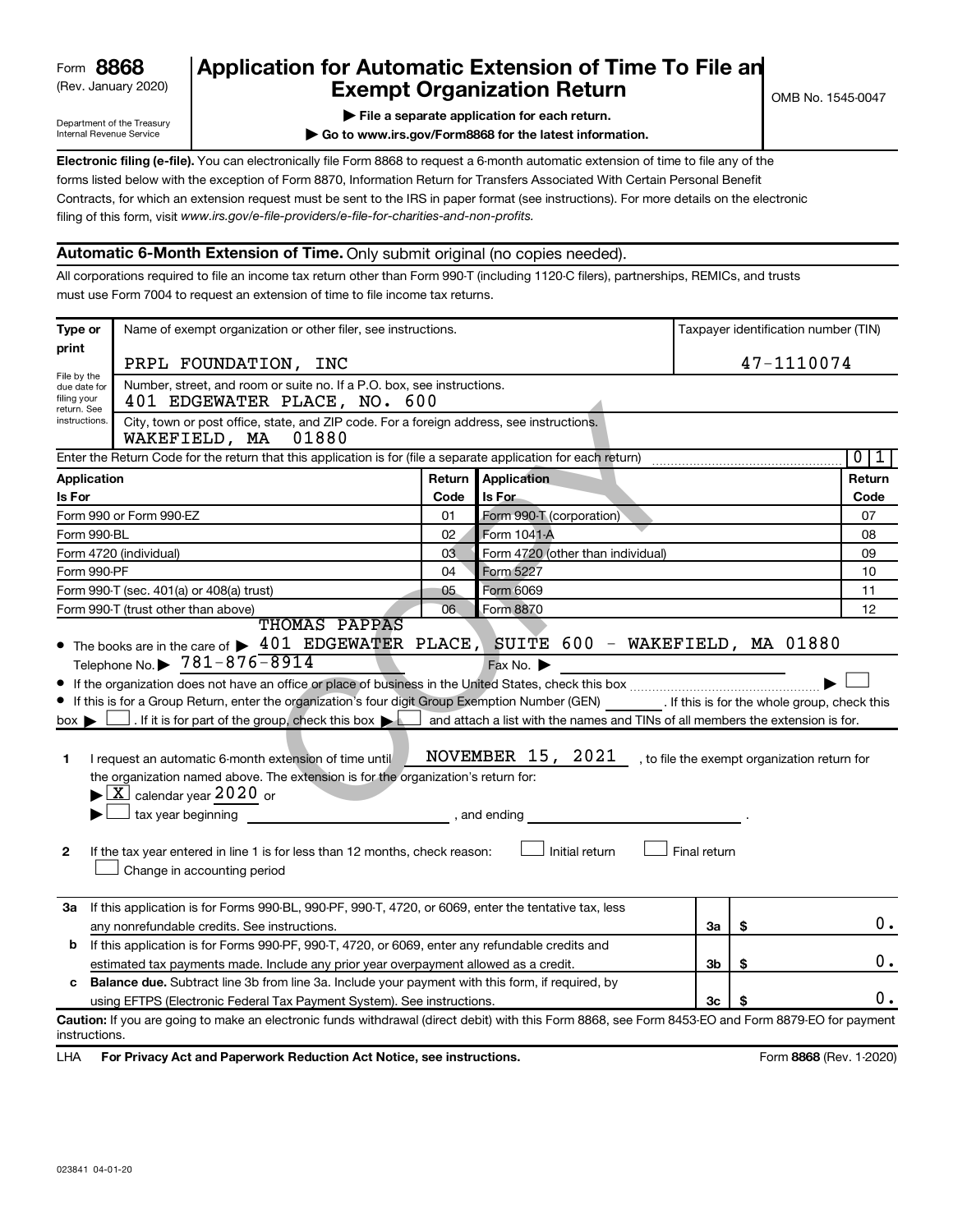Form **8868** (Rev. January 2020)

Department of the Treasury
Internal Revenue Service

# Application for Automatic Extension of Time To File an Exempt Organization Return

▶ **File a separate application for each return.**

▶ **Go to www.irs.gov/Form8868 for the latest information.**

OMB No. 1545-0047

**Electronic filing (e-file).** You can electronically file Form 8868 to request a 6-month automatic extension of time to file any of the forms listed below with the exception of Form 8870, Information Return for Transfers Associated With Certain Personal Benefit Contracts, for which an extension request must be sent to the IRS in paper format (see instructions). For more details on the electronic filing of this form, visit *www.irs.gov/e-file-providers/e-file-for-charities-and-non-profits.*

## Automatic 6-Month Extension of Time. Only submit original (no copies needed).

All corporations required to file an income tax return other than Form 990-T (including 1120-C filers), partnerships, REMICs, and trusts must use Form 7004 to request an extension of time to file income tax returns.

**Type or print**

File by the due date for filing your return. See instructions.

Name of exempt organization or other filer, see instructions: PRPL FOUNDATION, INC

Taxpayer identification number (TIN): 47-1110074

Number, street, and room or suite no. If a P.O. box, see instructions: 401 EDGEWATER PLACE, NO. 600

City, town or post office, state, and ZIP code. For a foreign address, see instructions: WAKEFIELD, MA 01880

Enter the Return Code for the return that this application is for (file a separate application for each return) 0 1

| Application Is For | Return Code | Application Is For | Return Code |
|---|---|---|---|
| Form 990 or Form 990-EZ | 01 | Form 990-T (corporation) | 07 |
| Form 990-BL | 02 | Form 1041-A | 08 |
| Form 4720 (individual) | 03 | Form 4720 (other than individual) | 09 |
| Form 990-PF | 04 | Form 5227 | 10 |
| Form 990-T (sec. 401(a) or 408(a) trust) | 05 | Form 6069 | 11 |
| Form 990-T (trust other than above) | 06 | Form 8870 | 12 |

- The books are in the care of ▶ THOMAS PAPPAS 401 EDGEWATER PLACE, SUITE 600 - WAKEFIELD, MA 01880
  Telephone No. ▶ 781-876-8914 Fax No. ▶
- If the organization does not have an office or place of business in the United States, check this box ▶ ☐
- If this is for a Group Return, enter the organization's four digit Group Exemption Number (GEN) ______. If this is for the whole group, check this box ▶ ☐. If it is for part of the group, check this box ▶ ☐ and attach a list with the names and TINs of all members the extension is for.

**1** I request an automatic 6-month extension of time until NOVEMBER 15, 2021, to file the exempt organization return for the organization named above. The extension is for the organization's return for:

▶ ☒ calendar year 2020 or

▶ ☐ tax year beginning ______________, and ending ______________.

**2** If the tax year entered in line 1 is for less than 12 months, check reason: ☐ Initial return ☐ Final return ☐ Change in accounting period

| | | | | |
|---|---|---|---|---|
| **3a** | If this application is for Forms 990-BL, 990-PF, 990-T, 4720, or 6069, enter the tentative tax, less any nonrefundable credits. See instructions. | 3a | $ | 0. |
| **b** | If this application is for Forms 990-PF, 990-T, 4720, or 6069, enter any refundable credits and estimated tax payments made. Include any prior year overpayment allowed as a credit. | 3b | $ | 0. |
| **c** | **Balance due.** Subtract line 3b from line 3a. Include your payment with this form, if required, by using EFTPS (Electronic Federal Tax Payment System). See instructions. | 3c | $ | 0. |

**Caution:** If you are going to make an electronic funds withdrawal (direct debit) with this Form 8868, see Form 8453-EO and Form 8879-EO for payment instructions.

LHA **For Privacy Act and Paperwork Reduction Act Notice, see instructions.** Form **8868** (Rev. 1-2020)

023841 04-01-20